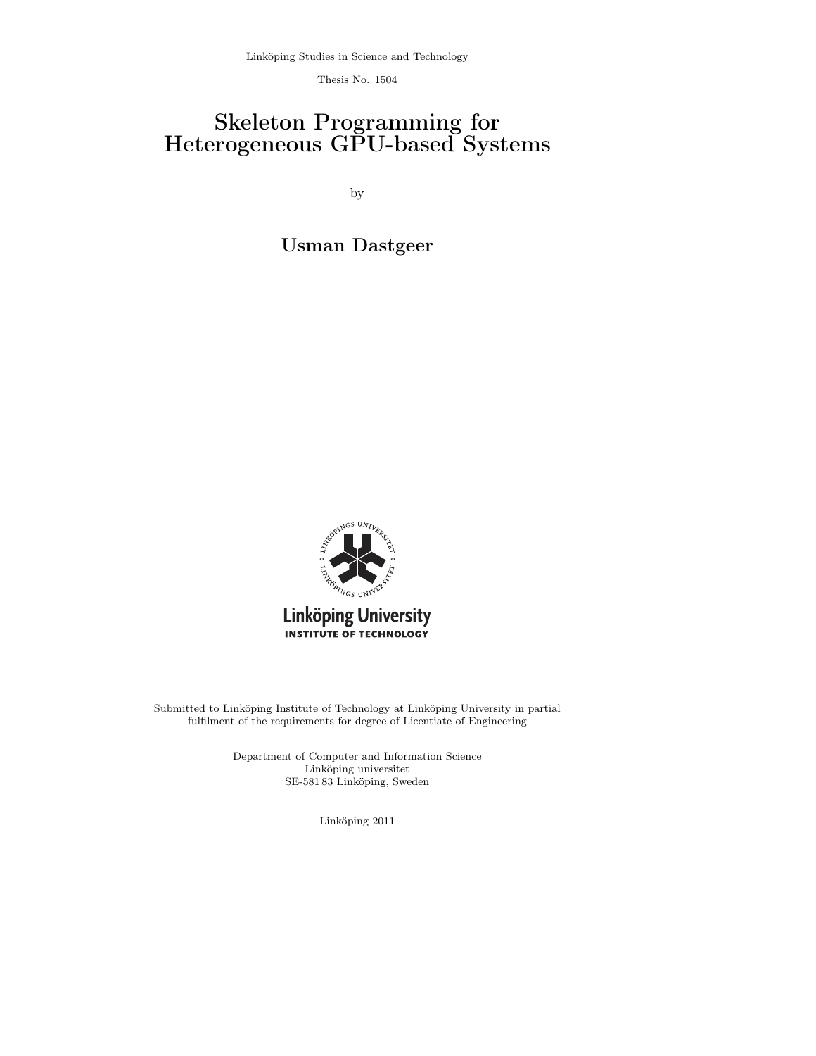Linköping Studies in Science and Technology

Thesis No. 1504

# Skeleton Programming for Heterogeneous GPU-based Systems

by

**Usman Dastgeer**

Linköping University
INSTITUTE OF TECHNOLOGY

Submitted to Linköping Institute of Technology at Linköping University in partial fulfilment of the requirements for degree of Licentiate of Engineering

Department of Computer and Information Science
Linköping universitet
SE-581 83 Linköping, Sweden

Linköping 2011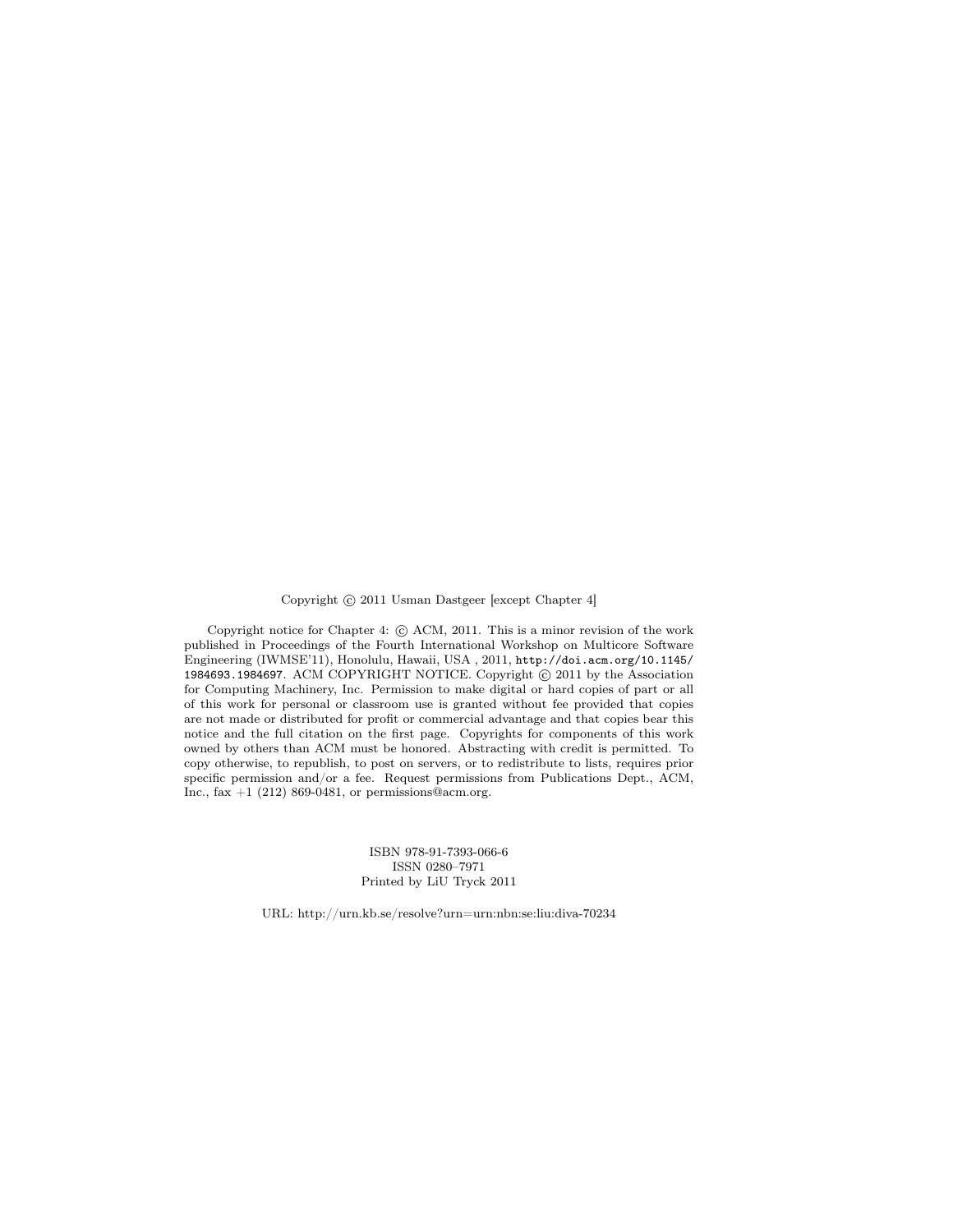Copyright © 2011 Usman Dastgeer [except Chapter 4]

Copyright notice for Chapter 4: © ACM, 2011. This is a minor revision of the work published in Proceedings of the Fourth International Workshop on Multicore Software Engineering (IWMSE'11), Honolulu, Hawaii, USA , 2011, `http://doi.acm.org/10.1145/1984693.1984697`. ACM COPYRIGHT NOTICE. Copyright © 2011 by the Association for Computing Machinery, Inc. Permission to make digital or hard copies of part or all of this work for personal or classroom use is granted without fee provided that copies are not made or distributed for profit or commercial advantage and that copies bear this notice and the full citation on the first page. Copyrights for components of this work owned by others than ACM must be honored. Abstracting with credit is permitted. To copy otherwise, to republish, to post on servers, or to redistribute to lists, requires prior specific permission and/or a fee. Request permissions from Publications Dept., ACM, Inc., fax +1 (212) 869-0481, or permissions@acm.org.

ISBN 978-91-7393-066-6
ISSN 0280–7971
Printed by LiU Tryck 2011

URL: http://urn.kb.se/resolve?urn=urn:nbn:se:liu:diva-70234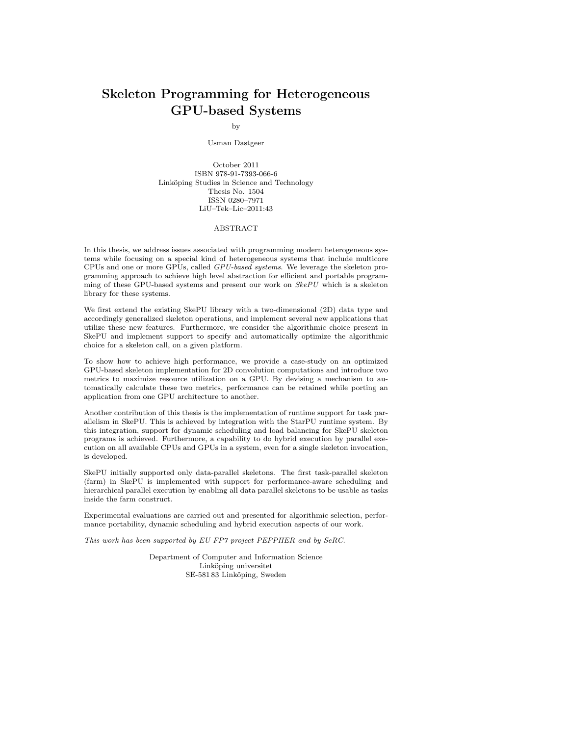# Skeleton Programming for Heterogeneous GPU-based Systems

by

Usman Dastgeer

October 2011
ISBN 978-91-7393-066-6
Linköping Studies in Science and Technology
Thesis No. 1504
ISSN 0280–7971
LiU–Tek–Lic–2011:43

## ABSTRACT

In this thesis, we address issues associated with programming modern heterogeneous systems while focusing on a special kind of heterogeneous systems that include multicore CPUs and one or more GPUs, called *GPU-based systems*. We leverage the skeleton programming approach to achieve high level abstraction for efficient and portable programming of these GPU-based systems and present our work on *SkePU* which is a skeleton library for these systems.

We first extend the existing SkePU library with a two-dimensional (2D) data type and accordingly generalized skeleton operations, and implement several new applications that utilize these new features. Furthermore, we consider the algorithmic choice present in SkePU and implement support to specify and automatically optimize the algorithmic choice for a skeleton call, on a given platform.

To show how to achieve high performance, we provide a case-study on an optimized GPU-based skeleton implementation for 2D convolution computations and introduce two metrics to maximize resource utilization on a GPU. By devising a mechanism to automatically calculate these two metrics, performance can be retained while porting an application from one GPU architecture to another.

Another contribution of this thesis is the implementation of runtime support for task parallelism in SkePU. This is achieved by integration with the StarPU runtime system. By this integration, support for dynamic scheduling and load balancing for SkePU skeleton programs is achieved. Furthermore, a capability to do hybrid execution by parallel execution on all available CPUs and GPUs in a system, even for a single skeleton invocation, is developed.

SkePU initially supported only data-parallel skeletons. The first task-parallel skeleton (farm) in SkePU is implemented with support for performance-aware scheduling and hierarchical parallel execution by enabling all data parallel skeletons to be usable as tasks inside the farm construct.

Experimental evaluations are carried out and presented for algorithmic selection, performance portability, dynamic scheduling and hybrid execution aspects of our work.

*This work has been supported by EU FP7 project PEPPHER and by SeRC.*

Department of Computer and Information Science
Linköping universitet
SE-581 83 Linköping, Sweden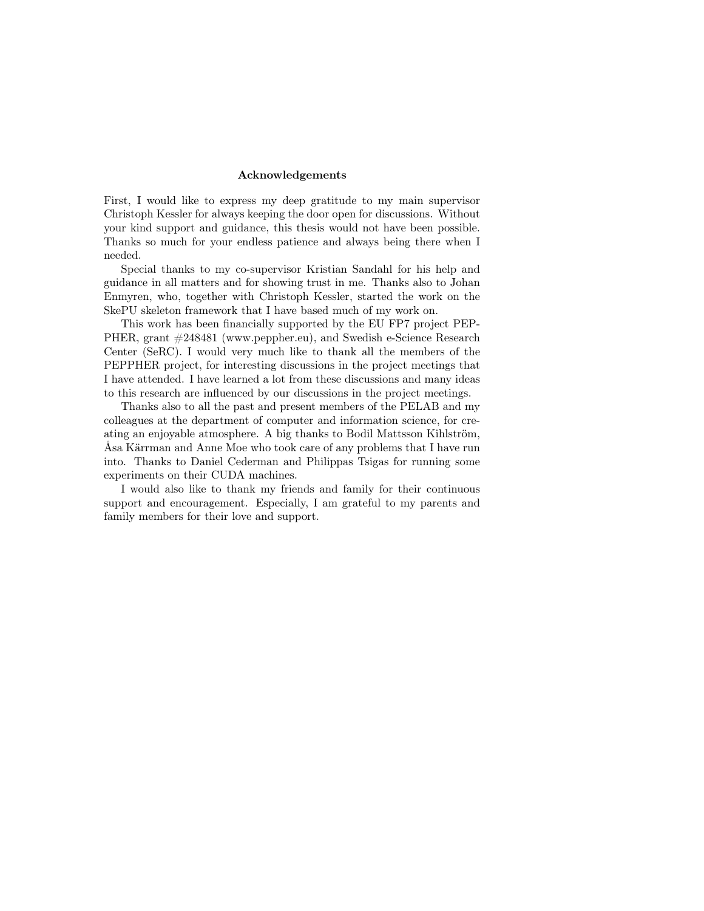## Acknowledgements

First, I would like to express my deep gratitude to my main supervisor Christoph Kessler for always keeping the door open for discussions. Without your kind support and guidance, this thesis would not have been possible. Thanks so much for your endless patience and always being there when I needed.

Special thanks to my co-supervisor Kristian Sandahl for his help and guidance in all matters and for showing trust in me. Thanks also to Johan Enmyren, who, together with Christoph Kessler, started the work on the SkePU skeleton framework that I have based much of my work on.

This work has been financially supported by the EU FP7 project PEPPHER, grant #248481 (www.peppher.eu), and Swedish e-Science Research Center (SeRC). I would very much like to thank all the members of the PEPPHER project, for interesting discussions in the project meetings that I have attended. I have learned a lot from these discussions and many ideas to this research are influenced by our discussions in the project meetings.

Thanks also to all the past and present members of the PELAB and my colleagues at the department of computer and information science, for creating an enjoyable atmosphere. A big thanks to Bodil Mattsson Kihlström, Åsa Kärrman and Anne Moe who took care of any problems that I have run into. Thanks to Daniel Cederman and Philippas Tsigas for running some experiments on their CUDA machines.

I would also like to thank my friends and family for their continuous support and encouragement. Especially, I am grateful to my parents and family members for their love and support.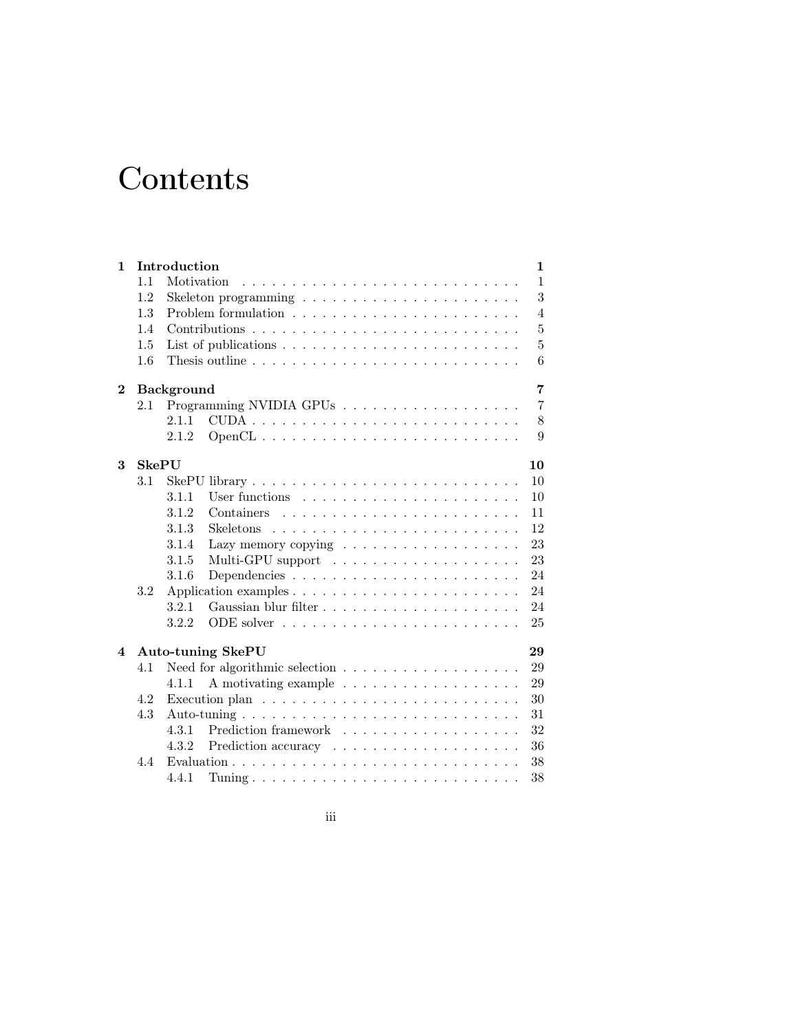# Contents

| | | |
|---|---|---|
| **1** | **Introduction** | **1** |
| 1.1 | Motivation | 1 |
| 1.2 | Skeleton programming | 3 |
| 1.3 | Problem formulation | 4 |
| 1.4 | Contributions | 5 |
| 1.5 | List of publications | 5 |
| 1.6 | Thesis outline | 6 |
| **2** | **Background** | **7** |
| 2.1 | Programming NVIDIA GPUs | 7 |
| 2.1.1 | CUDA | 8 |
| 2.1.2 | OpenCL | 9 |
| **3** | **SkePU** | **10** |
| 3.1 | SkePU library | 10 |
| 3.1.1 | User functions | 10 |
| 3.1.2 | Containers | 11 |
| 3.1.3 | Skeletons | 12 |
| 3.1.4 | Lazy memory copying | 23 |
| 3.1.5 | Multi-GPU support | 23 |
| 3.1.6 | Dependencies | 24 |
| 3.2 | Application examples | 24 |
| 3.2.1 | Gaussian blur filter | 24 |
| 3.2.2 | ODE solver | 25 |
| **4** | **Auto-tuning SkePU** | **29** |
| 4.1 | Need for algorithmic selection | 29 |
| 4.1.1 | A motivating example | 29 |
| 4.2 | Execution plan | 30 |
| 4.3 | Auto-tuning | 31 |
| 4.3.1 | Prediction framework | 32 |
| 4.3.2 | Prediction accuracy | 36 |
| 4.4 | Evaluation | 38 |
| 4.4.1 | Tuning | 38 |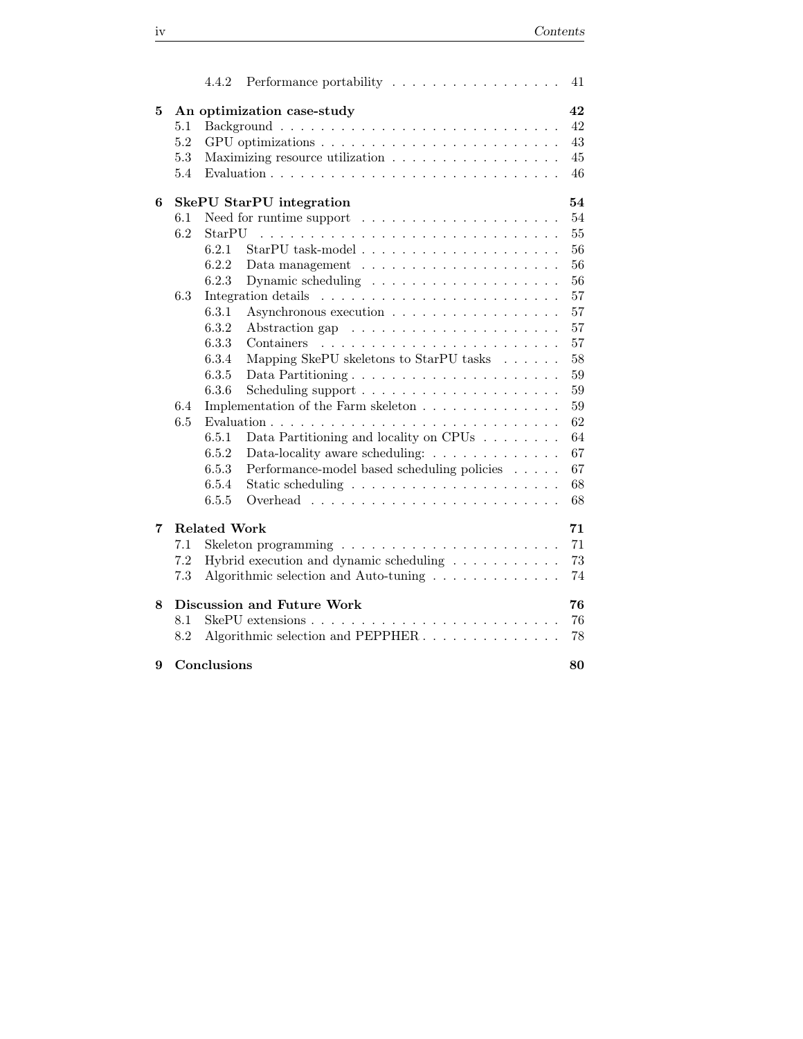|  |  |  |
|---|---|---|
| 4.4.2 | Performance portability | 41 |
| **5** | **An optimization case-study** | **42** |
| 5.1 | Background | 42 |
| 5.2 | GPU optimizations | 43 |
| 5.3 | Maximizing resource utilization | 45 |
| 5.4 | Evaluation | 46 |
| **6** | **SkePU StarPU integration** | **54** |
| 6.1 | Need for runtime support | 54 |
| 6.2 | StarPU | 55 |
| 6.2.1 | StarPU task-model | 56 |
| 6.2.2 | Data management | 56 |
| 6.2.3 | Dynamic scheduling | 56 |
| 6.3 | Integration details | 57 |
| 6.3.1 | Asynchronous execution | 57 |
| 6.3.2 | Abstraction gap | 57 |
| 6.3.3 | Containers | 57 |
| 6.3.4 | Mapping SkePU skeletons to StarPU tasks | 58 |
| 6.3.5 | Data Partitioning | 59 |
| 6.3.6 | Scheduling support | 59 |
| 6.4 | Implementation of the Farm skeleton | 59 |
| 6.5 | Evaluation | 62 |
| 6.5.1 | Data Partitioning and locality on CPUs | 64 |
| 6.5.2 | Data-locality aware scheduling: | 67 |
| 6.5.3 | Performance-model based scheduling policies | 67 |
| 6.5.4 | Static scheduling | 68 |
| 6.5.5 | Overhead | 68 |
| **7** | **Related Work** | **71** |
| 7.1 | Skeleton programming | 71 |
| 7.2 | Hybrid execution and dynamic scheduling | 73 |
| 7.3 | Algorithmic selection and Auto-tuning | 74 |
| **8** | **Discussion and Future Work** | **76** |
| 8.1 | SkePU extensions | 76 |
| 8.2 | Algorithmic selection and PEPPHER | 78 |
| **9** | **Conclusions** | **80** |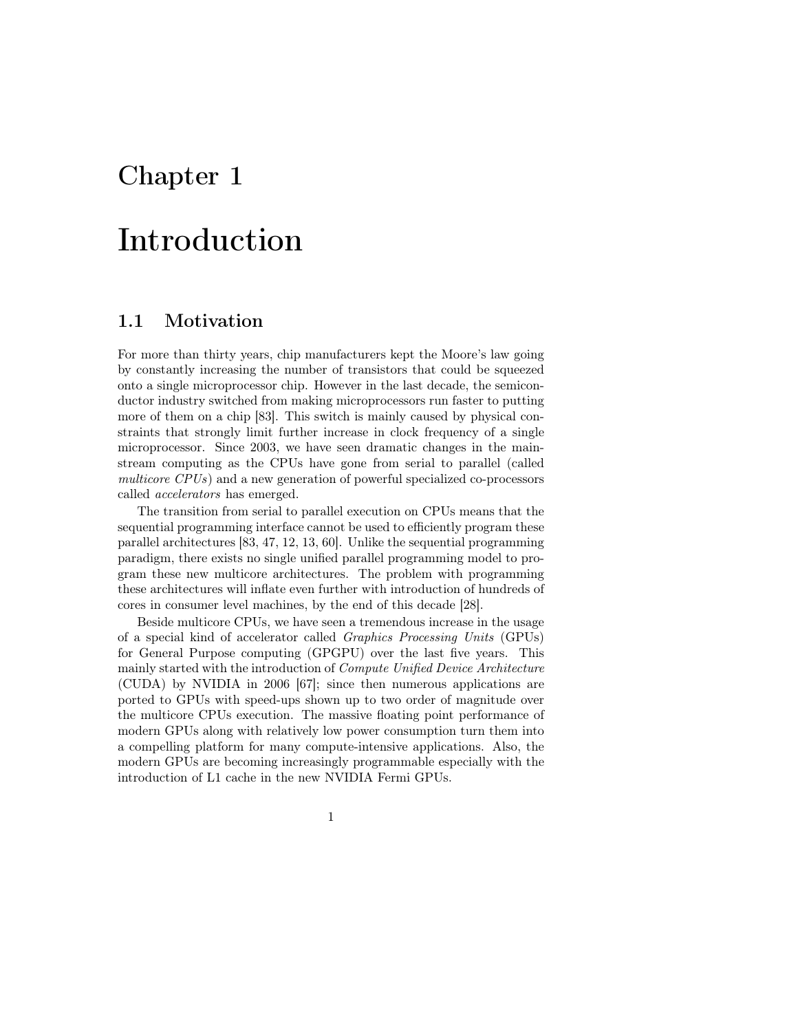# Chapter 1

# Introduction

## 1.1 Motivation

For more than thirty years, chip manufacturers kept the Moore's law going by constantly increasing the number of transistors that could be squeezed onto a single microprocessor chip. However in the last decade, the semiconductor industry switched from making microprocessors run faster to putting more of them on a chip [83]. This switch is mainly caused by physical constraints that strongly limit further increase in clock frequency of a single microprocessor. Since 2003, we have seen dramatic changes in the mainstream computing as the CPUs have gone from serial to parallel (called *multicore CPUs*) and a new generation of powerful specialized co-processors called *accelerators* has emerged.

The transition from serial to parallel execution on CPUs means that the sequential programming interface cannot be used to efficiently program these parallel architectures [83, 47, 12, 13, 60]. Unlike the sequential programming paradigm, there exists no single unified parallel programming model to program these new multicore architectures. The problem with programming these architectures will inflate even further with introduction of hundreds of cores in consumer level machines, by the end of this decade [28].

Beside multicore CPUs, we have seen a tremendous increase in the usage of a special kind of accelerator called *Graphics Processing Units* (GPUs) for General Purpose computing (GPGPU) over the last five years. This mainly started with the introduction of *Compute Unified Device Architecture* (CUDA) by NVIDIA in 2006 [67]; since then numerous applications are ported to GPUs with speed-ups shown up to two order of magnitude over the multicore CPUs execution. The massive floating point performance of modern GPUs along with relatively low power consumption turn them into a compelling platform for many compute-intensive applications. Also, the modern GPUs are becoming increasingly programmable especially with the introduction of L1 cache in the new NVIDIA Fermi GPUs.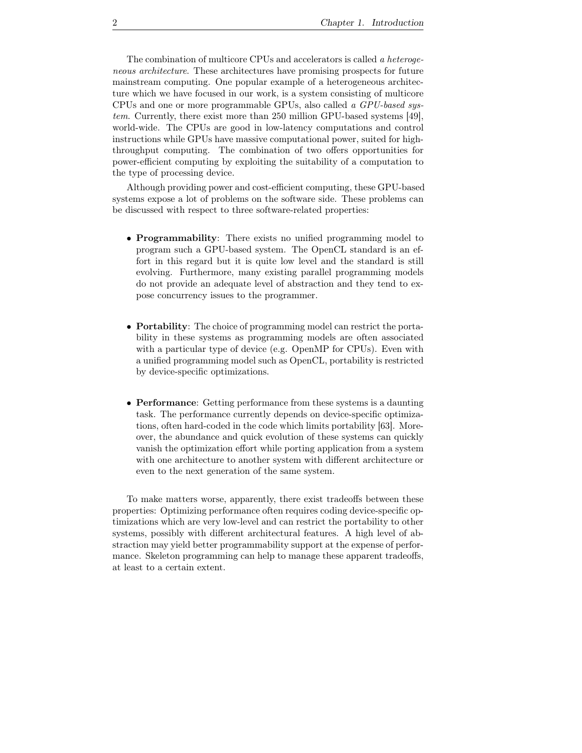The combination of multicore CPUs and accelerators is called *a heterogeneous architecture*. These architectures have promising prospects for future mainstream computing. One popular example of a heterogeneous architecture which we have focused in our work, is a system consisting of multicore CPUs and one or more programmable GPUs, also called *a GPU-based system*. Currently, there exist more than 250 million GPU-based systems [49], world-wide. The CPUs are good in low-latency computations and control instructions while GPUs have massive computational power, suited for high-throughput computing. The combination of two offers opportunities for power-efficient computing by exploiting the suitability of a computation to the type of processing device.

Although providing power and cost-efficient computing, these GPU-based systems expose a lot of problems on the software side. These problems can be discussed with respect to three software-related properties:

- **Programmability**: There exists no unified programming model to program such a GPU-based system. The OpenCL standard is an effort in this regard but it is quite low level and the standard is still evolving. Furthermore, many existing parallel programming models do not provide an adequate level of abstraction and they tend to expose concurrency issues to the programmer.

- **Portability**: The choice of programming model can restrict the portability in these systems as programming models are often associated with a particular type of device (e.g. OpenMP for CPUs). Even with a unified programming model such as OpenCL, portability is restricted by device-specific optimizations.

- **Performance**: Getting performance from these systems is a daunting task. The performance currently depends on device-specific optimizations, often hard-coded in the code which limits portability [63]. Moreover, the abundance and quick evolution of these systems can quickly vanish the optimization effort while porting application from a system with one architecture to another system with different architecture or even to the next generation of the same system.

To make matters worse, apparently, there exist tradeoffs between these properties: Optimizing performance often requires coding device-specific optimizations which are very low-level and can restrict the portability to other systems, possibly with different architectural features. A high level of abstraction may yield better programmability support at the expense of performance. Skeleton programming can help to manage these apparent tradeoffs, at least to a certain extent.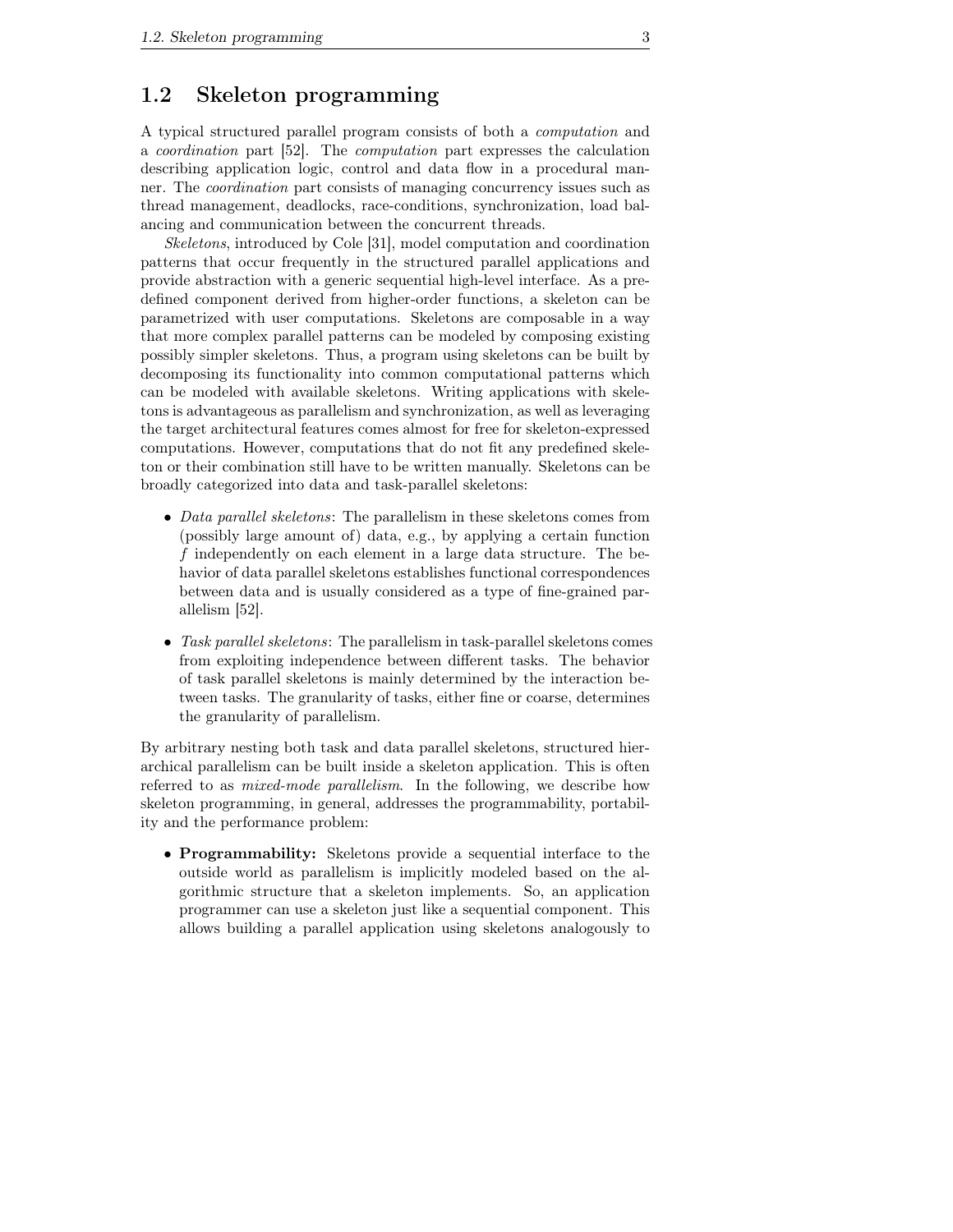## 1.2 Skeleton programming

A typical structured parallel program consists of both a *computation* and a *coordination* part [52]. The *computation* part expresses the calculation describing application logic, control and data flow in a procedural manner. The *coordination* part consists of managing concurrency issues such as thread management, deadlocks, race-conditions, synchronization, load balancing and communication between the concurrent threads.

*Skeletons*, introduced by Cole [31], model computation and coordination patterns that occur frequently in the structured parallel applications and provide abstraction with a generic sequential high-level interface. As a predefined component derived from higher-order functions, a skeleton can be parametrized with user computations. Skeletons are composable in a way that more complex parallel patterns can be modeled by composing existing possibly simpler skeletons. Thus, a program using skeletons can be built by decomposing its functionality into common computational patterns which can be modeled with available skeletons. Writing applications with skeletons is advantageous as parallelism and synchronization, as well as leveraging the target architectural features comes almost for free for skeleton-expressed computations. However, computations that do not fit any predefined skeleton or their combination still have to be written manually. Skeletons can be broadly categorized into data and task-parallel skeletons:

- *Data parallel skeletons*: The parallelism in these skeletons comes from (possibly large amount of) data, e.g., by applying a certain function $f$ independently on each element in a large data structure. The behavior of data parallel skeletons establishes functional correspondences between data and is usually considered as a type of fine-grained parallelism [52].
- *Task parallel skeletons*: The parallelism in task-parallel skeletons comes from exploiting independence between different tasks. The behavior of task parallel skeletons is mainly determined by the interaction between tasks. The granularity of tasks, either fine or coarse, determines the granularity of parallelism.

By arbitrary nesting both task and data parallel skeletons, structured hierarchical parallelism can be built inside a skeleton application. This is often referred to as *mixed-mode parallelism*. In the following, we describe how skeleton programming, in general, addresses the programmability, portability and the performance problem:

- **Programmability:** Skeletons provide a sequential interface to the outside world as parallelism is implicitly modeled based on the algorithmic structure that a skeleton implements. So, an application programmer can use a skeleton just like a sequential component. This allows building a parallel application using skeletons analogously to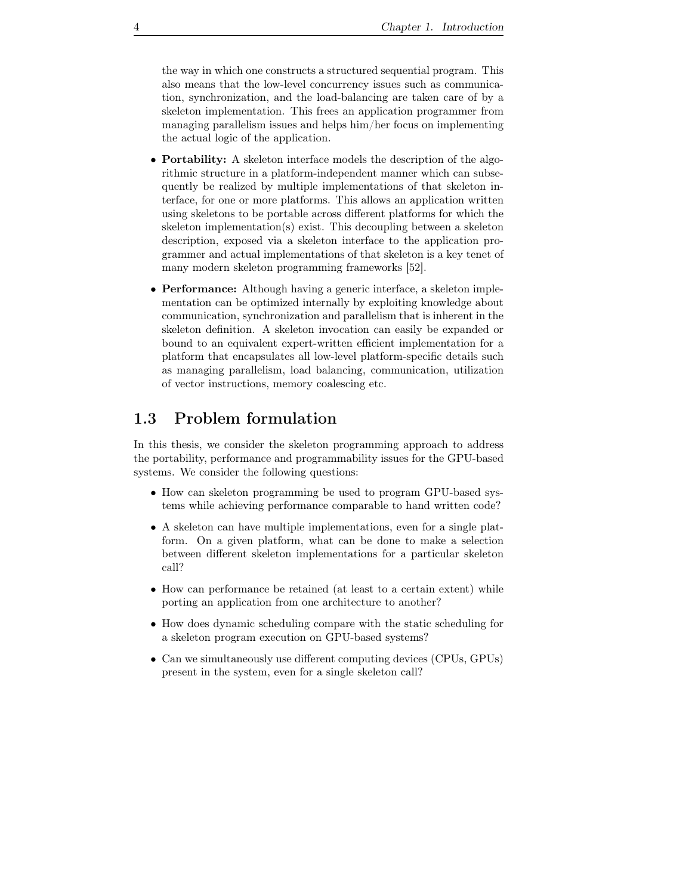the way in which one constructs a structured sequential program. This also means that the low-level concurrency issues such as communication, synchronization, and the load-balancing are taken care of by a skeleton implementation. This frees an application programmer from managing parallelism issues and helps him/her focus on implementing the actual logic of the application.

- **Portability:** A skeleton interface models the description of the algorithmic structure in a platform-independent manner which can subsequently be realized by multiple implementations of that skeleton interface, for one or more platforms. This allows an application written using skeletons to be portable across different platforms for which the skeleton implementation(s) exist. This decoupling between a skeleton description, exposed via a skeleton interface to the application programmer and actual implementations of that skeleton is a key tenet of many modern skeleton programming frameworks [52].
- **Performance:** Although having a generic interface, a skeleton implementation can be optimized internally by exploiting knowledge about communication, synchronization and parallelism that is inherent in the skeleton definition. A skeleton invocation can easily be expanded or bound to an equivalent expert-written efficient implementation for a platform that encapsulates all low-level platform-specific details such as managing parallelism, load balancing, communication, utilization of vector instructions, memory coalescing etc.

## 1.3 Problem formulation

In this thesis, we consider the skeleton programming approach to address the portability, performance and programmability issues for the GPU-based systems. We consider the following questions:

- How can skeleton programming be used to program GPU-based systems while achieving performance comparable to hand written code?
- A skeleton can have multiple implementations, even for a single platform. On a given platform, what can be done to make a selection between different skeleton implementations for a particular skeleton call?
- How can performance be retained (at least to a certain extent) while porting an application from one architecture to another?
- How does dynamic scheduling compare with the static scheduling for a skeleton program execution on GPU-based systems?
- Can we simultaneously use different computing devices (CPUs, GPUs) present in the system, even for a single skeleton call?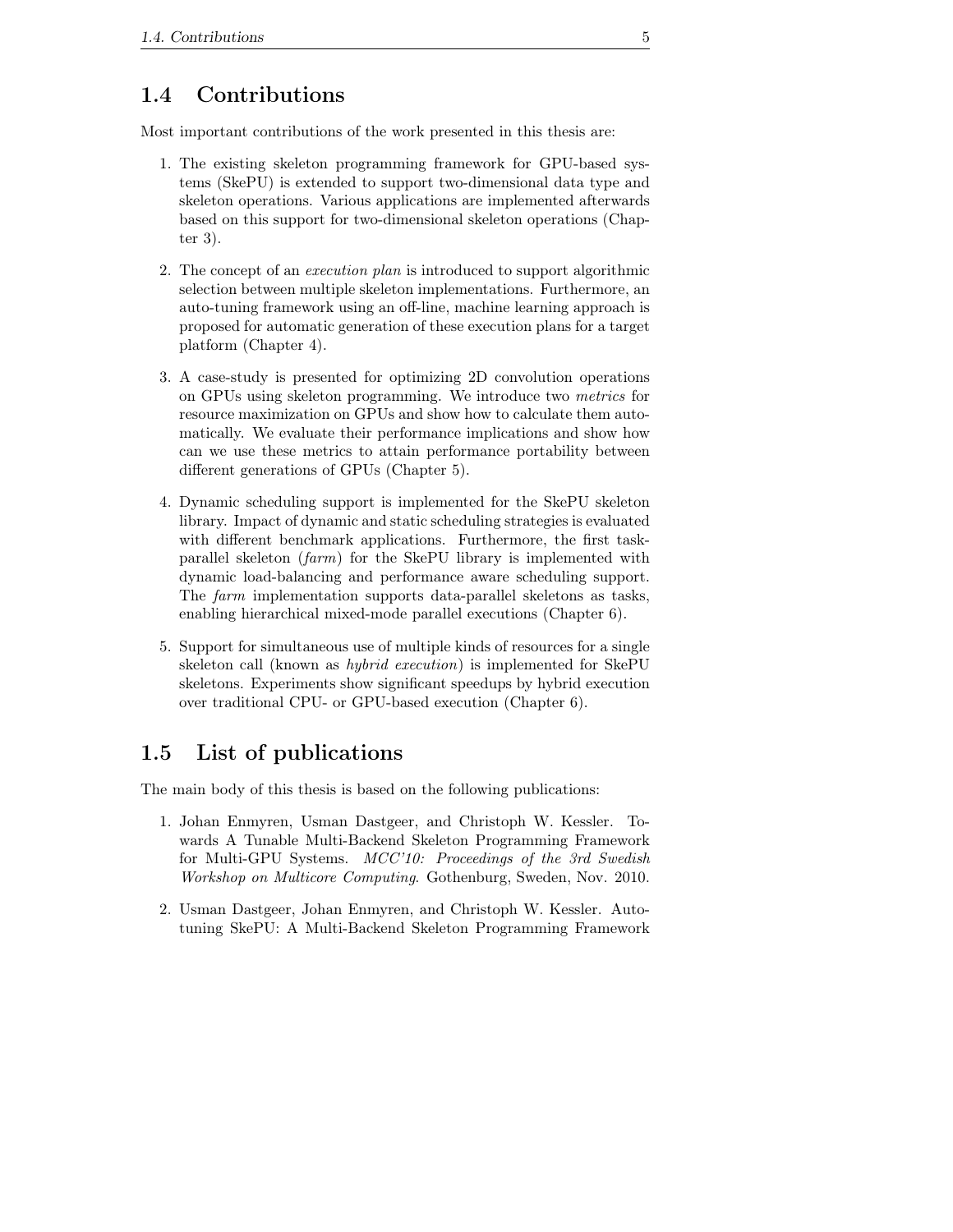## 1.4 Contributions

Most important contributions of the work presented in this thesis are:

1. The existing skeleton programming framework for GPU-based systems (SkePU) is extended to support two-dimensional data type and skeleton operations. Various applications are implemented afterwards based on this support for two-dimensional skeleton operations (Chapter 3).

2. The concept of an *execution plan* is introduced to support algorithmic selection between multiple skeleton implementations. Furthermore, an auto-tuning framework using an off-line, machine learning approach is proposed for automatic generation of these execution plans for a target platform (Chapter 4).

3. A case-study is presented for optimizing 2D convolution operations on GPUs using skeleton programming. We introduce two *metrics* for resource maximization on GPUs and show how to calculate them automatically. We evaluate their performance implications and show how can we use these metrics to attain performance portability between different generations of GPUs (Chapter 5).

4. Dynamic scheduling support is implemented for the SkePU skeleton library. Impact of dynamic and static scheduling strategies is evaluated with different benchmark applications. Furthermore, the first task-parallel skeleton (*farm*) for the SkePU library is implemented with dynamic load-balancing and performance aware scheduling support. The *farm* implementation supports data-parallel skeletons as tasks, enabling hierarchical mixed-mode parallel executions (Chapter 6).

5. Support for simultaneous use of multiple kinds of resources for a single skeleton call (known as *hybrid execution*) is implemented for SkePU skeletons. Experiments show significant speedups by hybrid execution over traditional CPU- or GPU-based execution (Chapter 6).

## 1.5 List of publications

The main body of this thesis is based on the following publications:

1. Johan Enmyren, Usman Dastgeer, and Christoph W. Kessler. Towards A Tunable Multi-Backend Skeleton Programming Framework for Multi-GPU Systems. *MCC'10: Proceedings of the 3rd Swedish Workshop on Multicore Computing*. Gothenburg, Sweden, Nov. 2010.

2. Usman Dastgeer, Johan Enmyren, and Christoph W. Kessler. Auto-tuning SkePU: A Multi-Backend Skeleton Programming Framework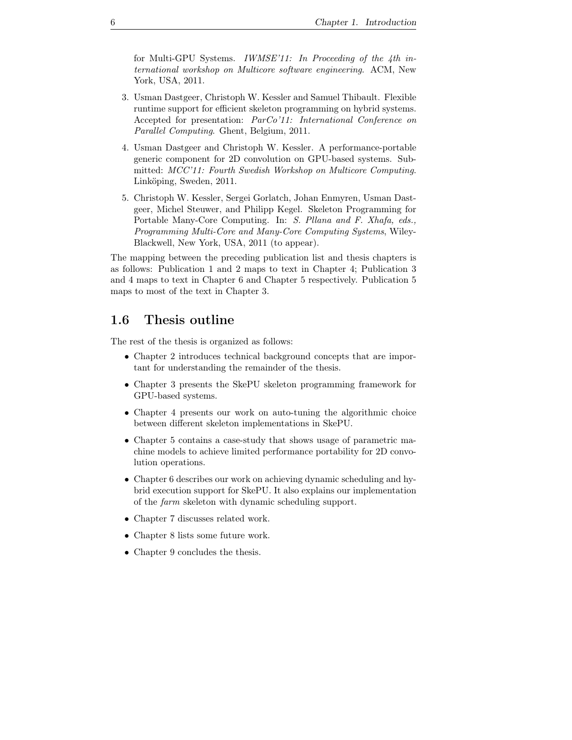for Multi-GPU Systems. *IWMSE'11: In Proceeding of the 4th international workshop on Multicore software engineering*. ACM, New York, USA, 2011.

3. Usman Dastgeer, Christoph W. Kessler and Samuel Thibault. Flexible runtime support for efficient skeleton programming on hybrid systems. Accepted for presentation: *ParCo'11: International Conference on Parallel Computing*. Ghent, Belgium, 2011.

4. Usman Dastgeer and Christoph W. Kessler. A performance-portable generic component for 2D convolution on GPU-based systems. Submitted: *MCC'11: Fourth Swedish Workshop on Multicore Computing*. Linköping, Sweden, 2011.

5. Christoph W. Kessler, Sergei Gorlatch, Johan Enmyren, Usman Dastgeer, Michel Steuwer, and Philipp Kegel. Skeleton Programming for Portable Many-Core Computing. In: *S. Pllana and F. Xhafa, eds., Programming Multi-Core and Many-Core Computing Systems*, Wiley-Blackwell, New York, USA, 2011 (to appear).

The mapping between the preceding publication list and thesis chapters is as follows: Publication 1 and 2 maps to text in Chapter 4; Publication 3 and 4 maps to text in Chapter 6 and Chapter 5 respectively. Publication 5 maps to most of the text in Chapter 3.

## 1.6 Thesis outline

The rest of the thesis is organized as follows:

- Chapter 2 introduces technical background concepts that are important for understanding the remainder of the thesis.
- Chapter 3 presents the SkePU skeleton programming framework for GPU-based systems.
- Chapter 4 presents our work on auto-tuning the algorithmic choice between different skeleton implementations in SkePU.
- Chapter 5 contains a case-study that shows usage of parametric machine models to achieve limited performance portability for 2D convolution operations.
- Chapter 6 describes our work on achieving dynamic scheduling and hybrid execution support for SkePU. It also explains our implementation of the *farm* skeleton with dynamic scheduling support.
- Chapter 7 discusses related work.
- Chapter 8 lists some future work.
- Chapter 9 concludes the thesis.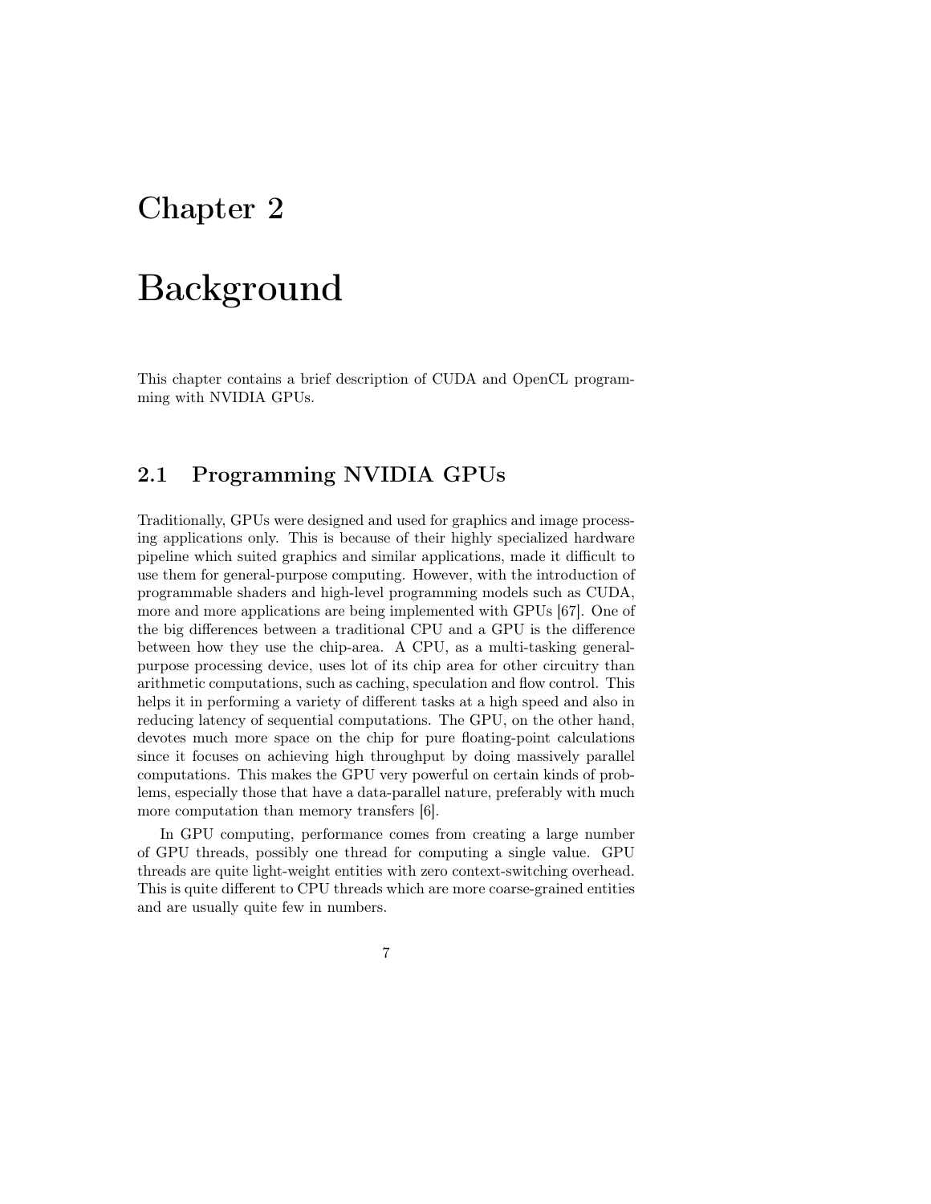# Chapter 2

# Background

This chapter contains a brief description of CUDA and OpenCL programming with NVIDIA GPUs.

## 2.1 Programming NVIDIA GPUs

Traditionally, GPUs were designed and used for graphics and image processing applications only. This is because of their highly specialized hardware pipeline which suited graphics and similar applications, made it difficult to use them for general-purpose computing. However, with the introduction of programmable shaders and high-level programming models such as CUDA, more and more applications are being implemented with GPUs [67]. One of the big differences between a traditional CPU and a GPU is the difference between how they use the chip-area. A CPU, as a multi-tasking general-purpose processing device, uses lot of its chip area for other circuitry than arithmetic computations, such as caching, speculation and flow control. This helps it in performing a variety of different tasks at a high speed and also in reducing latency of sequential computations. The GPU, on the other hand, devotes much more space on the chip for pure floating-point calculations since it focuses on achieving high throughput by doing massively parallel computations. This makes the GPU very powerful on certain kinds of problems, especially those that have a data-parallel nature, preferably with much more computation than memory transfers [6].

In GPU computing, performance comes from creating a large number of GPU threads, possibly one thread for computing a single value. GPU threads are quite light-weight entities with zero context-switching overhead. This is quite different to CPU threads which are more coarse-grained entities and are usually quite few in numbers.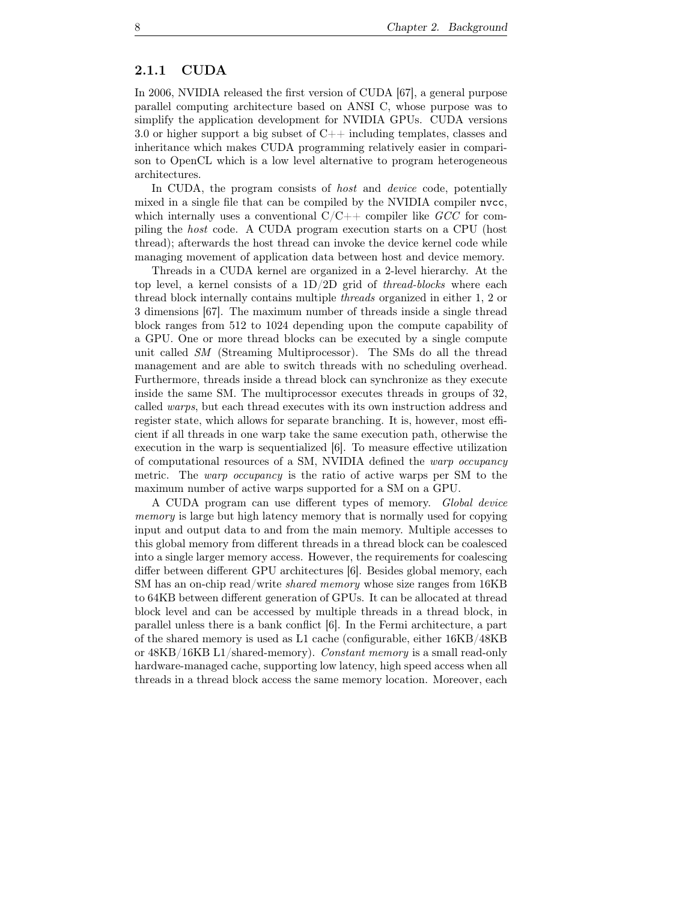### 2.1.1 CUDA

In 2006, NVIDIA released the first version of CUDA [67], a general purpose parallel computing architecture based on ANSI C, whose purpose was to simplify the application development for NVIDIA GPUs. CUDA versions 3.0 or higher support a big subset of C++ including templates, classes and inheritance which makes CUDA programming relatively easier in comparison to OpenCL which is a low level alternative to program heterogeneous architectures.

In CUDA, the program consists of *host* and *device* code, potentially mixed in a single file that can be compiled by the NVIDIA compiler `nvcc`, which internally uses a conventional C/C++ compiler like *GCC* for compiling the *host* code. A CUDA program execution starts on a CPU (host thread); afterwards the host thread can invoke the device kernel code while managing movement of application data between host and device memory.

Threads in a CUDA kernel are organized in a 2-level hierarchy. At the top level, a kernel consists of a 1D/2D grid of *thread-blocks* where each thread block internally contains multiple *threads* organized in either 1, 2 or 3 dimensions [67]. The maximum number of threads inside a single thread block ranges from 512 to 1024 depending upon the compute capability of a GPU. One or more thread blocks can be executed by a single compute unit called *SM* (Streaming Multiprocessor). The SMs do all the thread management and are able to switch threads with no scheduling overhead. Furthermore, threads inside a thread block can synchronize as they execute inside the same SM. The multiprocessor executes threads in groups of 32, called *warps*, but each thread executes with its own instruction address and register state, which allows for separate branching. It is, however, most efficient if all threads in one warp take the same execution path, otherwise the execution in the warp is sequentialized [6]. To measure effective utilization of computational resources of a SM, NVIDIA defined the *warp occupancy* metric. The *warp occupancy* is the ratio of active warps per SM to the maximum number of active warps supported for a SM on a GPU.

A CUDA program can use different types of memory. *Global device memory* is large but high latency memory that is normally used for copying input and output data to and from the main memory. Multiple accesses to this global memory from different threads in a thread block can be coalesced into a single larger memory access. However, the requirements for coalescing differ between different GPU architectures [6]. Besides global memory, each SM has an on-chip read/write *shared memory* whose size ranges from 16KB to 64KB between different generation of GPUs. It can be allocated at thread block level and can be accessed by multiple threads in a thread block, in parallel unless there is a bank conflict [6]. In the Fermi architecture, a part of the shared memory is used as L1 cache (configurable, either 16KB/48KB or 48KB/16KB L1/shared-memory). *Constant memory* is a small read-only hardware-managed cache, supporting low latency, high speed access when all threads in a thread block access the same memory location. Moreover, each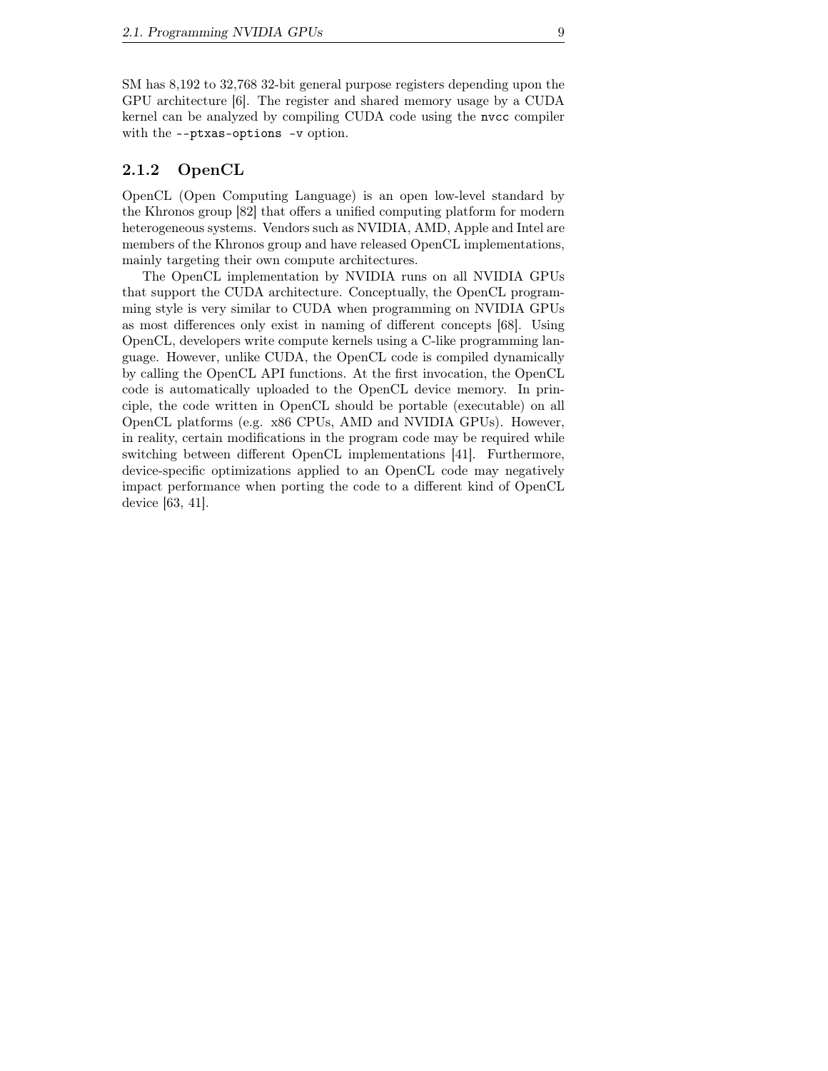SM has 8,192 to 32,768 32-bit general purpose registers depending upon the GPU architecture [6]. The register and shared memory usage by a CUDA kernel can be analyzed by compiling CUDA code using the `nvcc` compiler with the `--ptxas-options -v` option.

### 2.1.2 OpenCL

OpenCL (Open Computing Language) is an open low-level standard by the Khronos group [82] that offers a unified computing platform for modern heterogeneous systems. Vendors such as NVIDIA, AMD, Apple and Intel are members of the Khronos group and have released OpenCL implementations, mainly targeting their own compute architectures.

The OpenCL implementation by NVIDIA runs on all NVIDIA GPUs that support the CUDA architecture. Conceptually, the OpenCL programming style is very similar to CUDA when programming on NVIDIA GPUs as most differences only exist in naming of different concepts [68]. Using OpenCL, developers write compute kernels using a C-like programming language. However, unlike CUDA, the OpenCL code is compiled dynamically by calling the OpenCL API functions. At the first invocation, the OpenCL code is automatically uploaded to the OpenCL device memory. In principle, the code written in OpenCL should be portable (executable) on all OpenCL platforms (e.g. x86 CPUs, AMD and NVIDIA GPUs). However, in reality, certain modifications in the program code may be required while switching between different OpenCL implementations [41]. Furthermore, device-specific optimizations applied to an OpenCL code may negatively impact performance when porting the code to a different kind of OpenCL device [63, 41].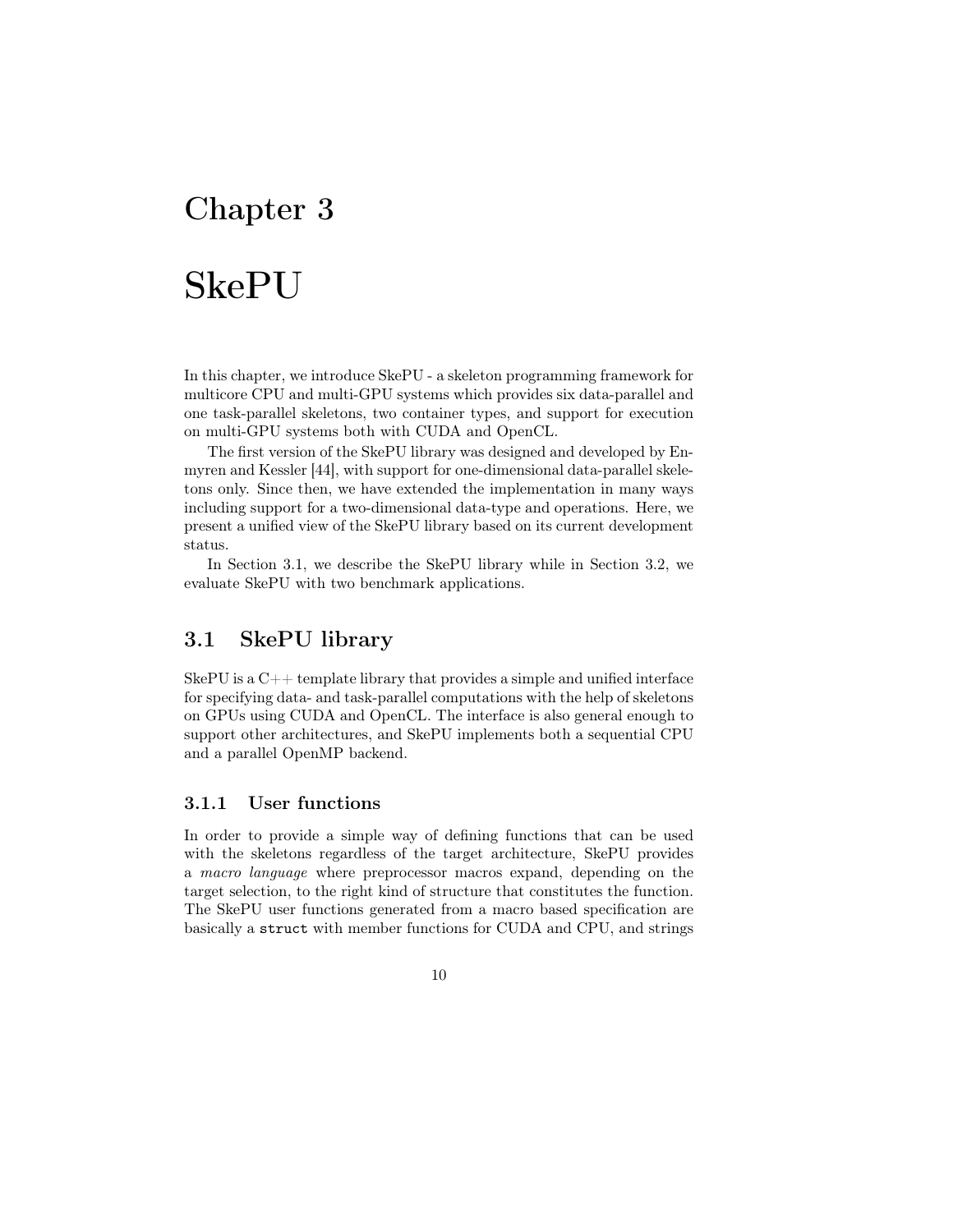# Chapter 3

# SkePU

In this chapter, we introduce SkePU - a skeleton programming framework for multicore CPU and multi-GPU systems which provides six data-parallel and one task-parallel skeletons, two container types, and support for execution on multi-GPU systems both with CUDA and OpenCL.

The first version of the SkePU library was designed and developed by Enmyren and Kessler [44], with support for one-dimensional data-parallel skeletons only. Since then, we have extended the implementation in many ways including support for a two-dimensional data-type and operations. Here, we present a unified view of the SkePU library based on its current development status.

In Section 3.1, we describe the SkePU library while in Section 3.2, we evaluate SkePU with two benchmark applications.

## 3.1 SkePU library

SkePU is a C++ template library that provides a simple and unified interface for specifying data- and task-parallel computations with the help of skeletons on GPUs using CUDA and OpenCL. The interface is also general enough to support other architectures, and SkePU implements both a sequential CPU and a parallel OpenMP backend.

### 3.1.1 User functions

In order to provide a simple way of defining functions that can be used with the skeletons regardless of the target architecture, SkePU provides a *macro language* where preprocessor macros expand, depending on the target selection, to the right kind of structure that constitutes the function. The SkePU user functions generated from a macro based specification are basically a `struct` with member functions for CUDA and CPU, and strings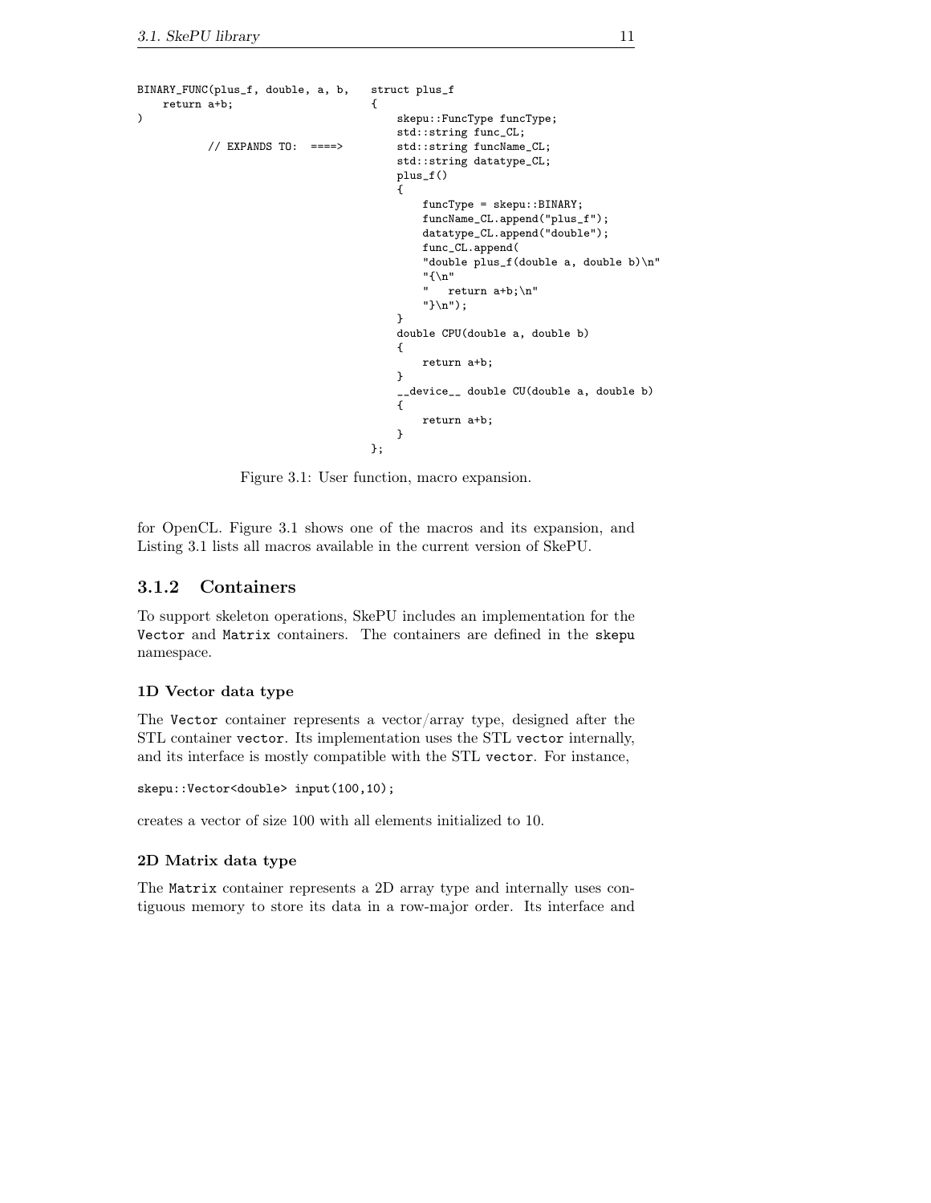```
BINARY_FUNC(plus_f, double, a, b,
    return a+b;
)

          // EXPANDS TO:  ====>
```

```
struct plus_f
{
    skepu::FuncType funcType;
    std::string func_CL;
    std::string funcName_CL;
    std::string datatype_CL;
    plus_f()
    {
        funcType = skepu::BINARY;
        funcName_CL.append("plus_f");
        datatype_CL.append("double");
        func_CL.append(
        "double plus_f(double a, double b)\n"
        "{\n"
        "   return a+b;\n"
        "}\n");
    }
    double CPU(double a, double b)
    {
        return a+b;
    }
    __device__ double CU(double a, double b)
    {
        return a+b;
    }
};
```

Figure 3.1: User function, macro expansion.

for OpenCL. Figure 3.1 shows one of the macros and its expansion, and Listing 3.1 lists all macros available in the current version of SkePU.

### 3.1.2 Containers

To support skeleton operations, SkePU includes an implementation for the `Vector` and `Matrix` containers. The containers are defined in the `skepu` namespace.

#### 1D Vector data type

The `Vector` container represents a vector/array type, designed after the STL container `vector`. Its implementation uses the STL `vector` internally, and its interface is mostly compatible with the STL `vector`. For instance,

```
skepu::Vector<double> input(100,10);
```

creates a vector of size 100 with all elements initialized to 10.

#### 2D Matrix data type

The `Matrix` container represents a 2D array type and internally uses contiguous memory to store its data in a row-major order. Its interface and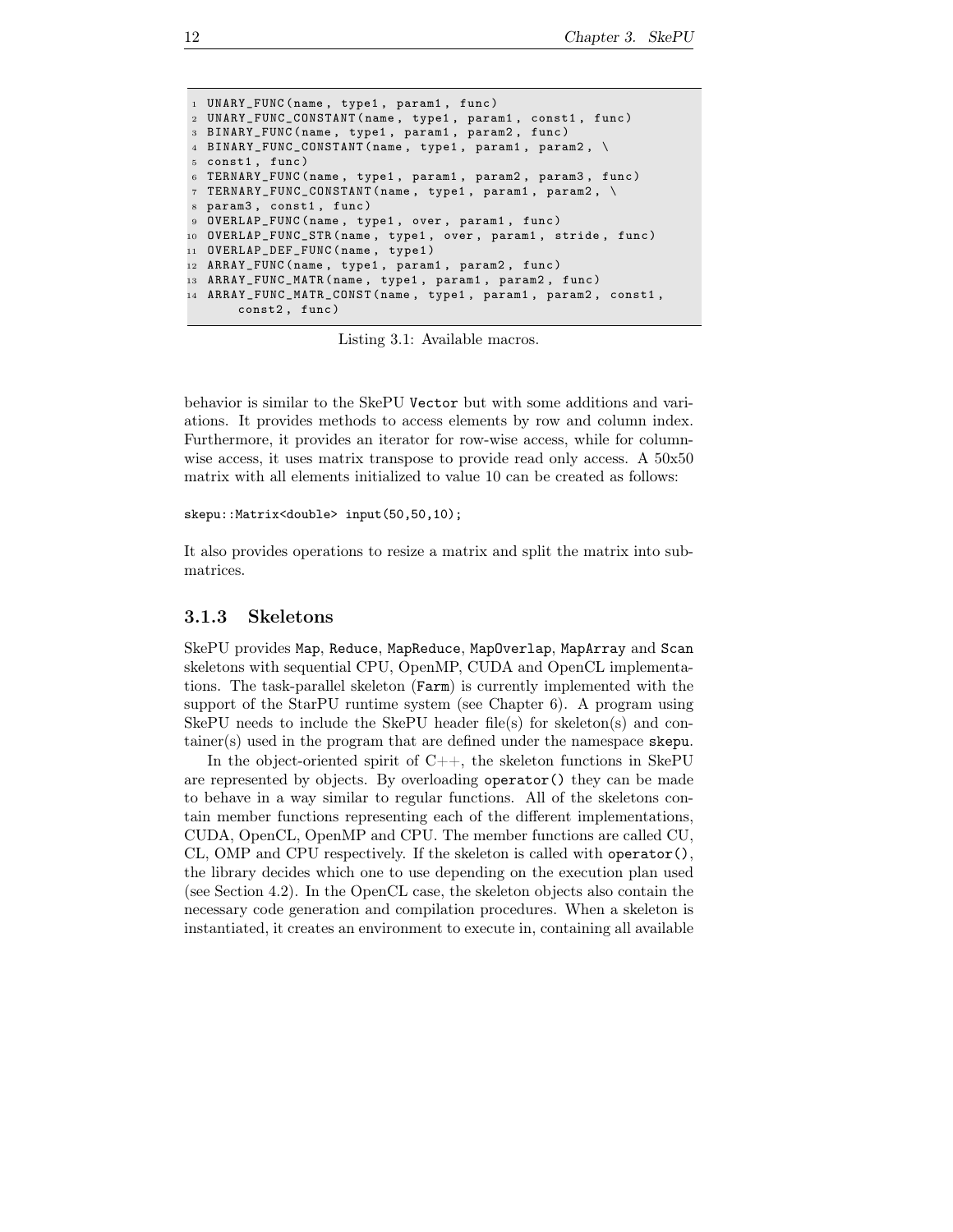```
UNARY_FUNC(name, type1, param1, func)
UNARY_FUNC_CONSTANT(name, type1, param1, const1, func)
BINARY_FUNC(name, type1, param1, param2, func)
BINARY_FUNC_CONSTANT(name, type1, param1, param2, \
const1, func)
TERNARY_FUNC(name, type1, param1, param2, param3, func)
TERNARY_FUNC_CONSTANT(name, type1, param1, param2, \
param3, const1, func)
OVERLAP_FUNC(name, type1, over, param1, func)
OVERLAP_FUNC_STR(name, type1, over, param1, stride, func)
OVERLAP_DEF_FUNC(name, type1)
ARRAY_FUNC(name, type1, param1, param2, func)
ARRAY_FUNC_MATR(name, type1, param1, param2, func)
ARRAY_FUNC_MATR_CONST(name, type1, param1, param2, const1,
    const2, func)
```

Listing 3.1: Available macros.

behavior is similar to the SkePU `Vector` but with some additions and variations. It provides methods to access elements by row and column index. Furthermore, it provides an iterator for row-wise access, while for column-wise access, it uses matrix transpose to provide read only access. A 50x50 matrix with all elements initialized to value 10 can be created as follows:

```
skepu::Matrix<double> input(50,50,10);
```

It also provides operations to resize a matrix and split the matrix into sub-matrices.

### 3.1.3 Skeletons

SkePU provides `Map`, `Reduce`, `MapReduce`, `MapOverlap`, `MapArray` and `Scan` skeletons with sequential CPU, OpenMP, CUDA and OpenCL implementations. The task-parallel skeleton (`Farm`) is currently implemented with the support of the StarPU runtime system (see Chapter 6). A program using SkePU needs to include the SkePU header file(s) for skeleton(s) and container(s) used in the program that are defined under the namespace `skepu`.

In the object-oriented spirit of C++, the skeleton functions in SkePU are represented by objects. By overloading `operator()` they can be made to behave in a way similar to regular functions. All of the skeletons contain member functions representing each of the different implementations, CUDA, OpenCL, OpenMP and CPU. The member functions are called CU, CL, OMP and CPU respectively. If the skeleton is called with `operator()`, the library decides which one to use depending on the execution plan used (see Section 4.2). In the OpenCL case, the skeleton objects also contain the necessary code generation and compilation procedures. When a skeleton is instantiated, it creates an environment to execute in, containing all available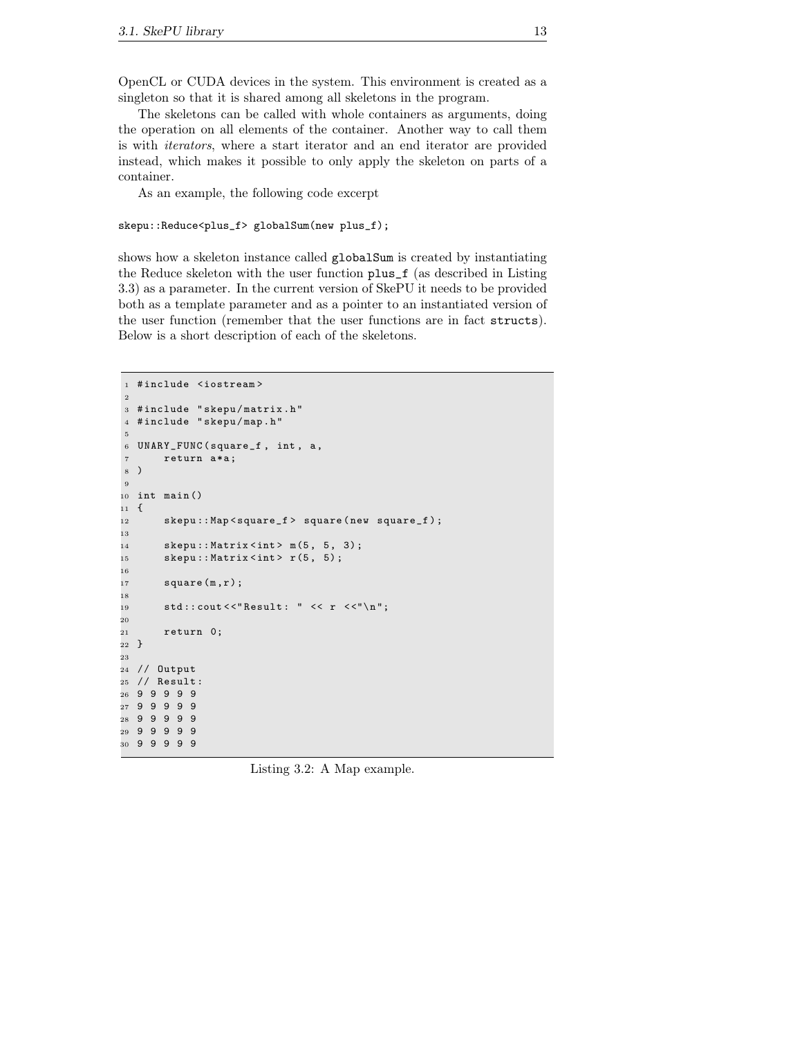OpenCL or CUDA devices in the system. This environment is created as a singleton so that it is shared among all skeletons in the program.

The skeletons can be called with whole containers as arguments, doing the operation on all elements of the container. Another way to call them is with *iterators*, where a start iterator and an end iterator are provided instead, which makes it possible to only apply the skeleton on parts of a container.

As an example, the following code excerpt

```
skepu::Reduce<plus_f> globalSum(new plus_f);
```

shows how a skeleton instance called `globalSum` is created by instantiating the Reduce skeleton with the user function `plus_f` (as described in Listing 3.3) as a parameter. In the current version of SkePU it needs to be provided both as a template parameter and as a pointer to an instantiated version of the user function (remember that the user functions are in fact `structs`). Below is a short description of each of the skeletons.

```
1  #include <iostream>
2
3  #include "skepu/matrix.h"
4  #include "skepu/map.h"
5
6  UNARY_FUNC(square_f, int, a,
7      return a*a;
8  )
9
10 int main()
11 {
12     skepu::Map<square_f> square(new square_f);
13
14     skepu::Matrix<int> m(5, 5, 3);
15     skepu::Matrix<int> r(5, 5);
16
17     square(m,r);
18
19     std::cout<<"Result: " << r <<"\n";
20
21     return 0;
22 }
23
24 // Output
25 // Result:
26 9 9 9 9 9
27 9 9 9 9 9
28 9 9 9 9 9
29 9 9 9 9 9
30 9 9 9 9 9
```

Listing 3.2: A Map example.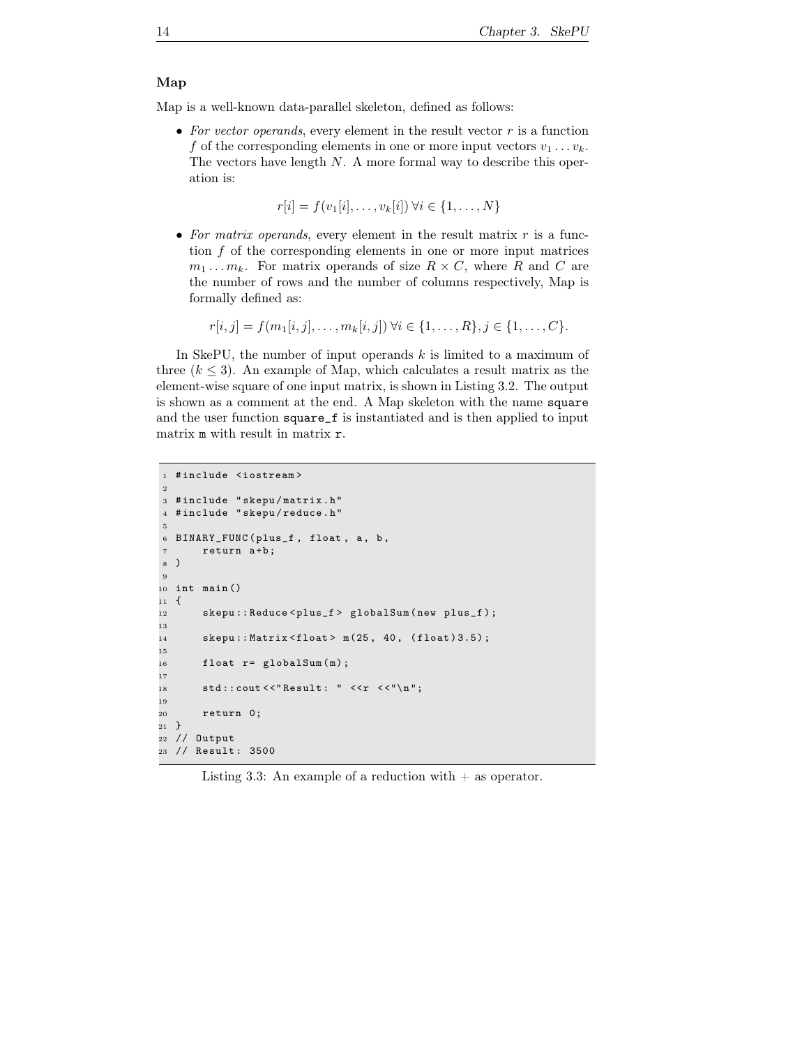### Map

Map is a well-known data-parallel skeleton, defined as follows:

- *For vector operands*, every element in the result vector $r$ is a function $f$ of the corresponding elements in one or more input vectors $v_1 \ldots v_k$. The vectors have length $N$. A more formal way to describe this operation is:

$$r[i] = f(v_1[i], \ldots, v_k[i]) \, \forall i \in \{1, \ldots, N\}$$

- *For matrix operands*, every element in the result matrix $r$ is a function $f$ of the corresponding elements in one or more input matrices $m_1 \ldots m_k$. For matrix operands of size $R \times C$, where $R$ and $C$ are the number of rows and the number of columns respectively, Map is formally defined as:

$$r[i,j] = f(m_1[i,j], \ldots, m_k[i,j]) \, \forall i \in \{1, \ldots, R\}, j \in \{1, \ldots, C\}.$$

In SkePU, the number of input operands $k$ is limited to a maximum of three ($k \leq 3$). An example of Map, which calculates a result matrix as the element-wise square of one input matrix, is shown in Listing 3.2. The output is shown as a comment at the end. A Map skeleton with the name `square` and the user function `square_f` is instantiated and is then applied to input matrix `m` with result in matrix `r`.

```
#include <iostream>

#include "skepu/matrix.h"
#include "skepu/reduce.h"

BINARY_FUNC(plus_f, float, a, b,
    return a+b;
)

int main()
{
    skepu::Reduce<plus_f> globalSum(new plus_f);

    skepu::Matrix<float> m(25, 40, (float)3.5);

    float r= globalSum(m);

    std::cout<<"Result: " <<r <<"\n";

    return 0;
}
// Output
// Result: 3500
```

Listing 3.3: An example of a reduction with + as operator.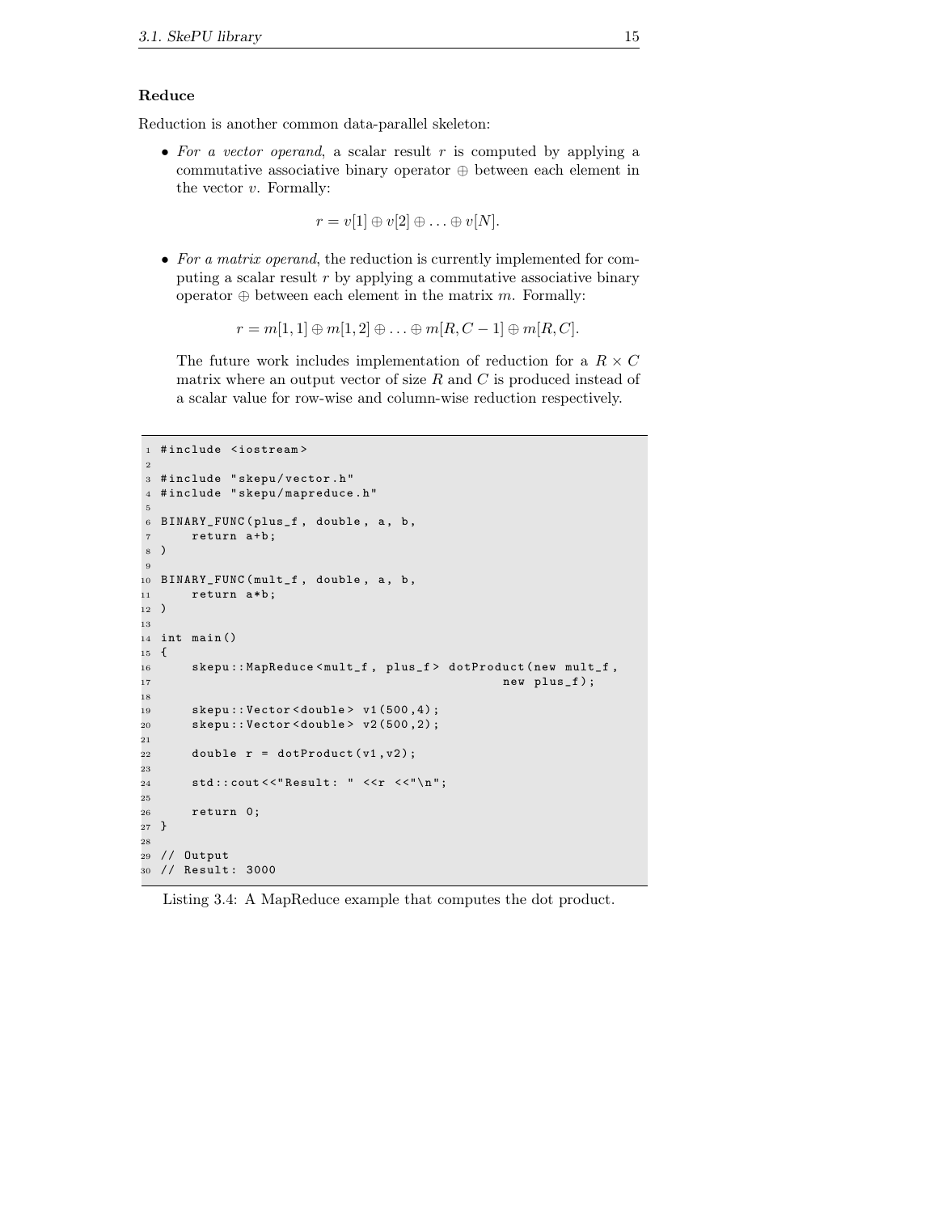### Reduce

Reduction is another common data-parallel skeleton:

- *For a vector operand*, a scalar result $r$ is computed by applying a commutative associative binary operator $\oplus$ between each element in the vector $v$. Formally:

$$r = v[1] \oplus v[2] \oplus \ldots \oplus v[N].$$

- *For a matrix operand*, the reduction is currently implemented for computing a scalar result $r$ by applying a commutative associative binary operator $\oplus$ between each element in the matrix $m$. Formally:

$$r = m[1,1] \oplus m[1,2] \oplus \ldots \oplus m[R, C-1] \oplus m[R, C].$$

  The future work includes implementation of reduction for a $R \times C$ matrix where an output vector of size $R$ and $C$ is produced instead of a scalar value for row-wise and column-wise reduction respectively.

```
#include <iostream>

#include "skepu/vector.h"
#include "skepu/mapreduce.h"

BINARY_FUNC(plus_f, double, a, b,
    return a+b;
)

BINARY_FUNC(mult_f, double, a, b,
    return a*b;
)

int main()
{
    skepu::MapReduce<mult_f, plus_f> dotProduct(new mult_f,
                                                new plus_f);

    skepu::Vector<double> v1(500,4);
    skepu::Vector<double> v2(500,2);

    double r = dotProduct(v1,v2);

    std::cout<<"Result: " <<r <<"\n";

    return 0;
}

// Output
// Result: 3000
```

Listing 3.4: A MapReduce example that computes the dot product.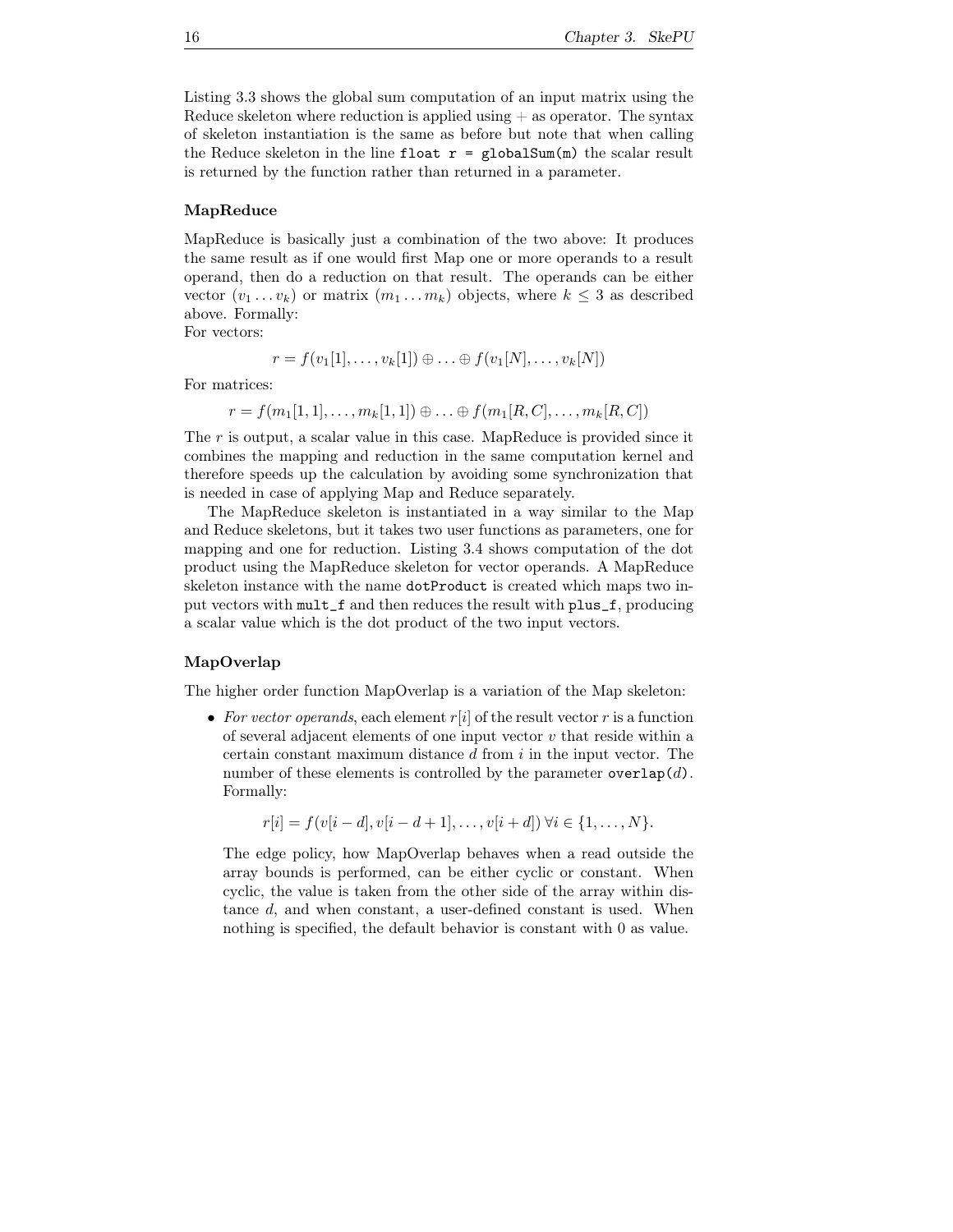Listing 3.3 shows the global sum computation of an input matrix using the Reduce skeleton where reduction is applied using $+$ as operator. The syntax of skeleton instantiation is the same as before but note that when calling the Reduce skeleton in the line `float r = globalSum(m)` the scalar result is returned by the function rather than returned in a parameter.

### MapReduce

MapReduce is basically just a combination of the two above: It produces the same result as if one would first Map one or more operands to a result operand, then do a reduction on that result. The operands can be either vector ($v_1 \ldots v_k$) or matrix ($m_1 \ldots m_k$) objects, where $k \leq 3$ as described above. Formally:
For vectors:

$$r = f(v_1[1], \ldots, v_k[1]) \oplus \ldots \oplus f(v_1[N], \ldots, v_k[N])$$

For matrices:

$$r = f(m_1[1,1], \ldots, m_k[1,1]) \oplus \ldots \oplus f(m_1[R,C], \ldots, m_k[R,C])$$

The $r$ is output, a scalar value in this case. MapReduce is provided since it combines the mapping and reduction in the same computation kernel and therefore speeds up the calculation by avoiding some synchronization that is needed in case of applying Map and Reduce separately.

The MapReduce skeleton is instantiated in a way similar to the Map and Reduce skeletons, but it takes two user functions as parameters, one for mapping and one for reduction. Listing 3.4 shows computation of the dot product using the MapReduce skeleton for vector operands. A MapReduce skeleton instance with the name `dotProduct` is created which maps two input vectors with `mult_f` and then reduces the result with `plus_f`, producing a scalar value which is the dot product of the two input vectors.

### MapOverlap

The higher order function MapOverlap is a variation of the Map skeleton:

- *For vector operands*, each element $r[i]$ of the result vector $r$ is a function of several adjacent elements of one input vector $v$ that reside within a certain constant maximum distance $d$ from $i$ in the input vector. The number of these elements is controlled by the parameter `overlap(`$d$`)`. Formally:

  $$r[i] = f(v[i-d], v[i-d+1], \ldots, v[i+d]) \, \forall i \in \{1, \ldots, N\}.$$

  The edge policy, how MapOverlap behaves when a read outside the array bounds is performed, can be either cyclic or constant. When cyclic, the value is taken from the other side of the array within distance $d$, and when constant, a user-defined constant is used. When nothing is specified, the default behavior is constant with 0 as value.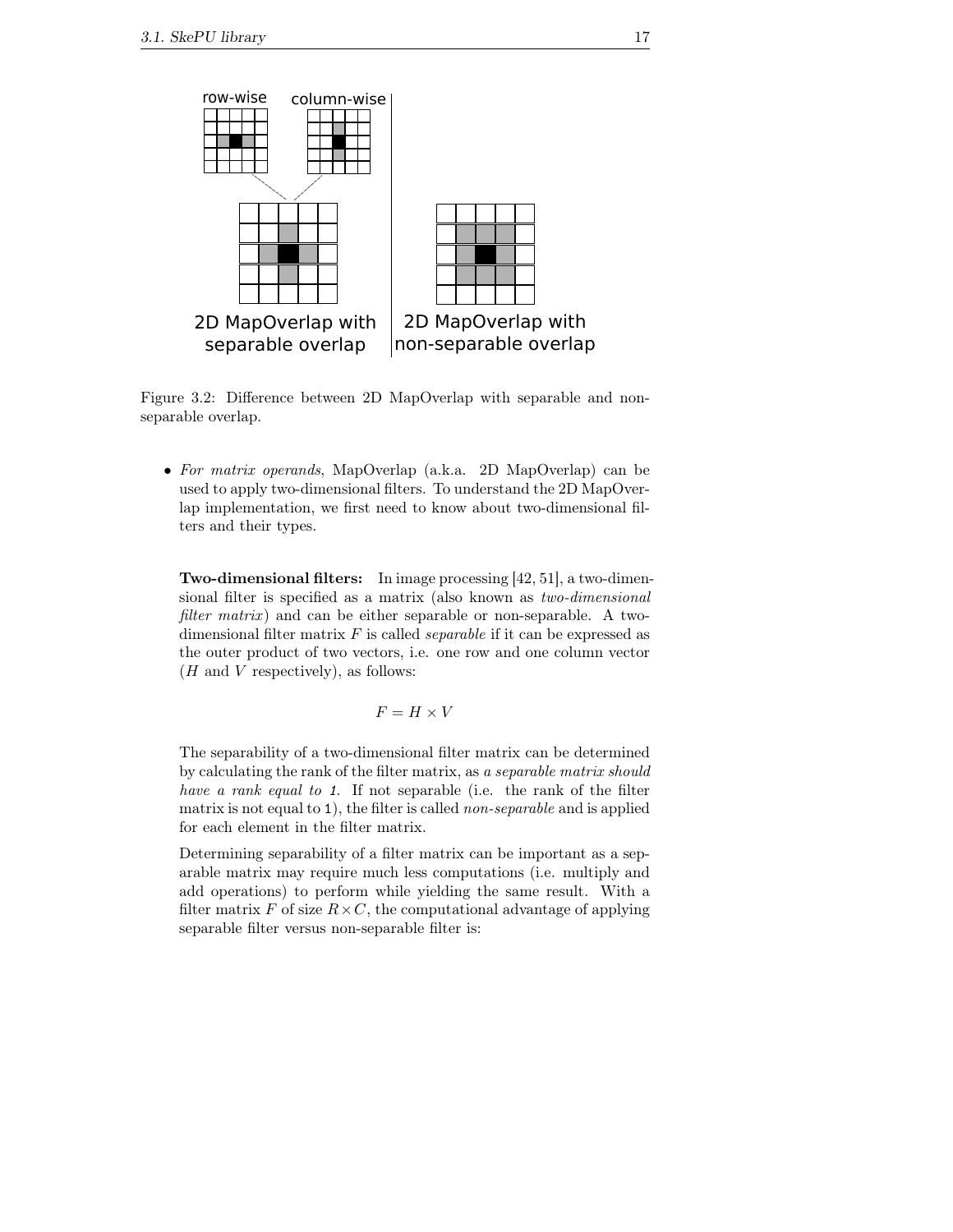Figure 3.2: Difference between 2D MapOverlap with separable and non-separable overlap.

- *For matrix operands*, MapOverlap (a.k.a. 2D MapOverlap) can be used to apply two-dimensional filters. To understand the 2D MapOverlap implementation, we first need to know about two-dimensional filters and their types.

  **Two-dimensional filters:** In image processing [42, 51], a two-dimensional filter is specified as a matrix (also known as *two-dimensional filter matrix*) and can be either separable or non-separable. A two-dimensional filter matrix $F$ is called *separable* if it can be expressed as the outer product of two vectors, i.e. one row and one column vector ($H$ and $V$ respectively), as follows:

  $$F = H \times V$$

  The separability of a two-dimensional filter matrix can be determined by calculating the rank of the filter matrix, as *a separable matrix should have a rank equal to 1*. If not separable (i.e. the rank of the filter matrix is not equal to 1), the filter is called *non-separable* and is applied for each element in the filter matrix.

  Determining separability of a filter matrix can be important as a separable matrix may require much less computations (i.e. multiply and add operations) to perform while yielding the same result. With a filter matrix $F$ of size $R \times C$, the computational advantage of applying separable filter versus non-separable filter is: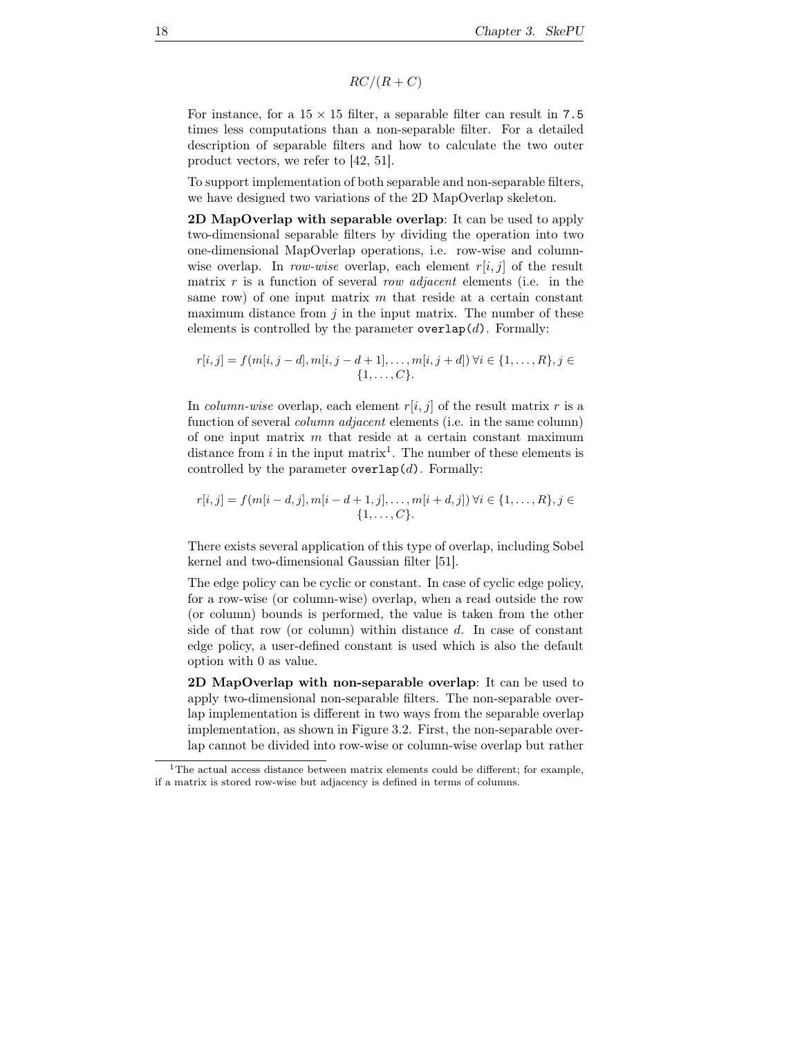$$RC/(R + C)$$

For instance, for a $15 \times 15$ filter, a separable filter can result in 7.5 times less computations than a non-separable filter. For a detailed description of separable filters and how to calculate the two outer product vectors, we refer to [42, 51].

To support implementation of both separable and non-separable filters, we have designed two variations of the 2D MapOverlap skeleton.

**2D MapOverlap with separable overlap**: It can be used to apply two-dimensional separable filters by dividing the operation into two one-dimensional MapOverlap operations, i.e. row-wise and column-wise overlap. In *row-wise* overlap, each element $r[i, j]$ of the result matrix $r$ is a function of several *row adjacent* elements (i.e. in the same row) of one input matrix $m$ that reside at a certain constant maximum distance from $j$ in the input matrix. The number of these elements is controlled by the parameter `overlap(`$d$`)`. Formally:

$$r[i, j] = f(m[i, j - d], m[i, j - d + 1], \ldots, m[i, j + d]) \; \forall i \in \{1, \ldots, R\}, j \in \{1, \ldots, C\}.$$

In *column-wise* overlap, each element $r[i, j]$ of the result matrix $r$ is a function of several *column adjacent* elements (i.e. in the same column) of one input matrix $m$ that reside at a certain constant maximum distance from $i$ in the input matrix[1]. The number of these elements is controlled by the parameter `overlap(`$d$`)`. Formally:

$$r[i, j] = f(m[i - d, j], m[i - d + 1, j], \ldots, m[i + d, j]) \; \forall i \in \{1, \ldots, R\}, j \in \{1, \ldots, C\}.$$

There exists several application of this type of overlap, including Sobel kernel and two-dimensional Gaussian filter [51].

The edge policy can be cyclic or constant. In case of cyclic edge policy, for a row-wise (or column-wise) overlap, when a read outside the row (or column) bounds is performed, the value is taken from the other side of that row (or column) within distance $d$. In case of constant edge policy, a user-defined constant is used which is also the default option with 0 as value.

**2D MapOverlap with non-separable overlap**: It can be used to apply two-dimensional non-separable filters. The non-separable overlap implementation is different in two ways from the separable overlap implementation, as shown in Figure 3.2. First, the non-separable overlap cannot be divided into row-wise or column-wise overlap but rather

[1] The actual access distance between matrix elements could be different; for example, if a matrix is stored row-wise but adjacency is defined in terms of columns.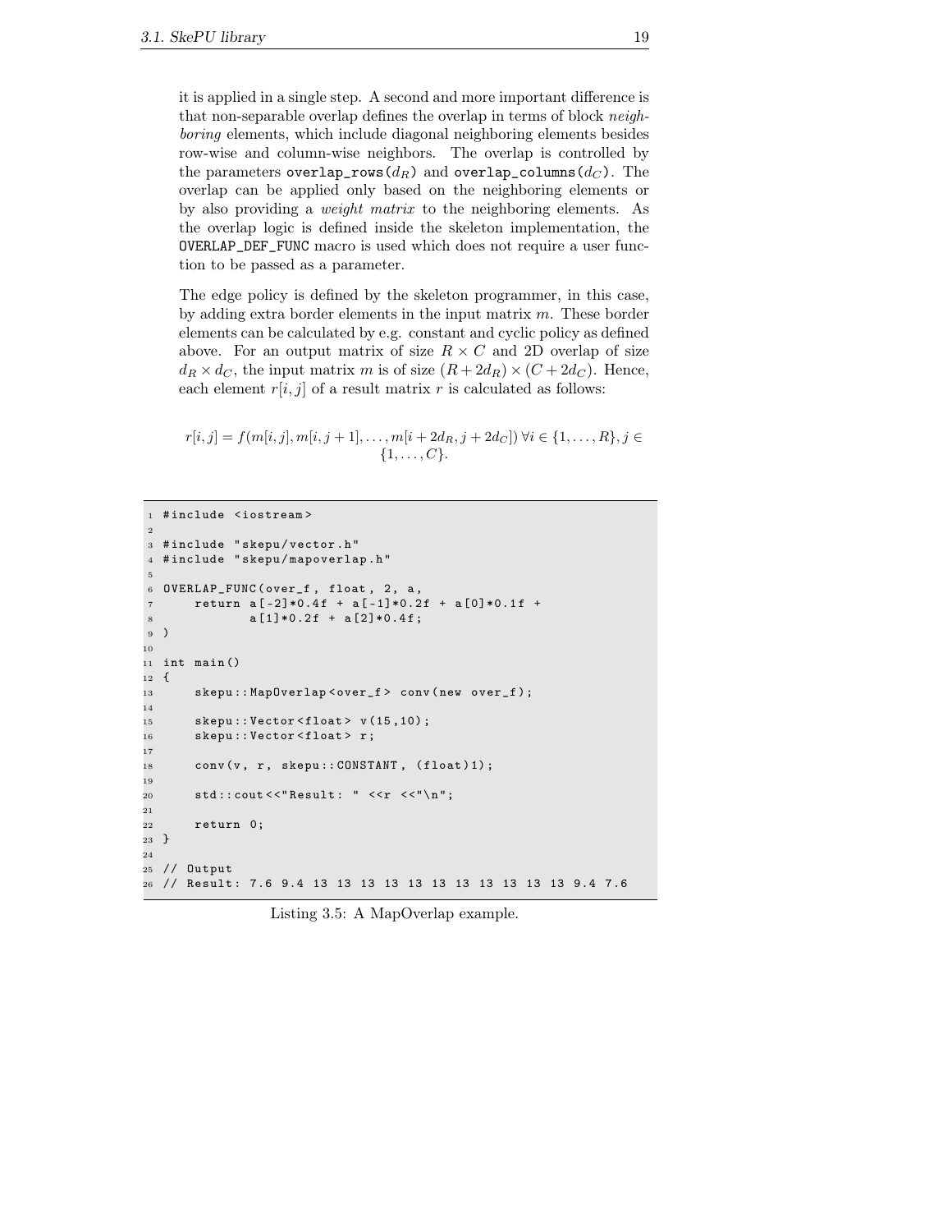it is applied in a single step. A second and more important difference is that non-separable overlap defines the overlap in terms of block *neighboring* elements, which include diagonal neighboring elements besides row-wise and column-wise neighbors. The overlap is controlled by the parameters `overlap_rows`($d_R$) and `overlap_columns`($d_C$). The overlap can be applied only based on the neighboring elements or by also providing a *weight matrix* to the neighboring elements. As the overlap logic is defined inside the skeleton implementation, the `OVERLAP_DEF_FUNC` macro is used which does not require a user function to be passed as a parameter.

The edge policy is defined by the skeleton programmer, in this case, by adding extra border elements in the input matrix $m$. These border elements can be calculated by e.g. constant and cyclic policy as defined above. For an output matrix of size $R \times C$ and 2D overlap of size $d_R \times d_C$, the input matrix $m$ is of size $(R + 2d_R) \times (C + 2d_C)$. Hence, each element $r[i, j]$ of a result matrix $r$ is calculated as follows:

$$r[i, j] = f(m[i, j], m[i, j + 1], \ldots, m[i + 2d_R, j + 2d_C]) \; \forall i \in \{1, \ldots, R\}, j \in \{1, \ldots, C\}.$$

```
1  #include <iostream>
2
3  #include "skepu/vector.h"
4  #include "skepu/mapoverlap.h"
5
6  OVERLAP_FUNC(over_f, float, 2, a,
7      return a[-2]*0.4f + a[-1]*0.2f + a[0]*0.1f +
8             a[1]*0.2f + a[2]*0.4f;
9  )
10
11 int main()
12 {
13     skepu::MapOverlap<over_f> conv(new over_f);
14
15     skepu::Vector<float> v(15,10);
16     skepu::Vector<float> r;
17
18     conv(v, r, skepu::CONSTANT, (float)1);
19
20     std::cout<<"Result: " <<r <<"\n";
21
22     return 0;
23 }
24
25 // Output
26 // Result: 7.6 9.4 13 13 13 13 13 13 13 13 13 13 13 9.4 7.6
```

Listing 3.5: A MapOverlap example.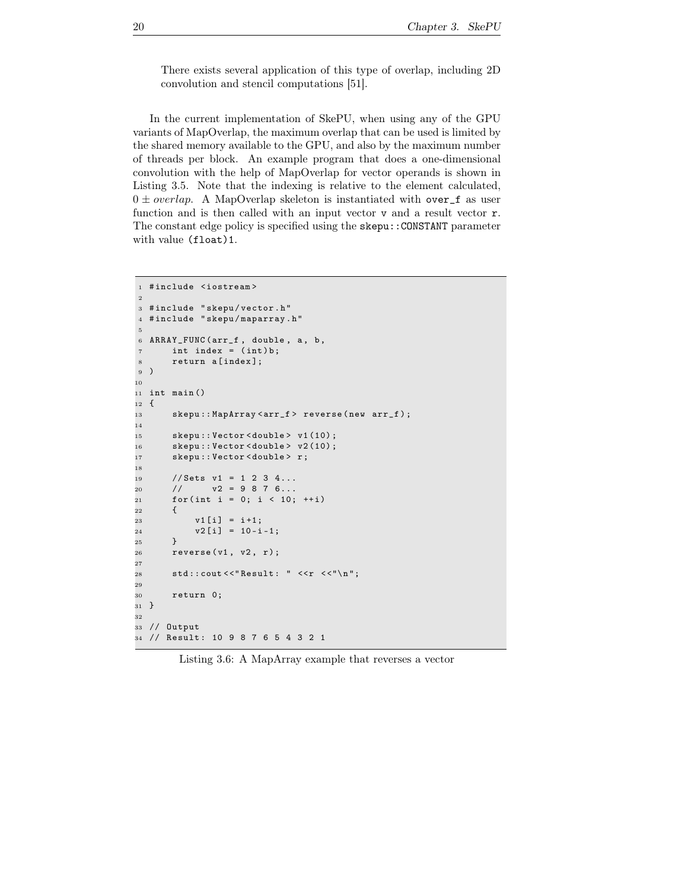There exists several application of this type of overlap, including 2D convolution and stencil computations [51].

In the current implementation of SkePU, when using any of the GPU variants of MapOverlap, the maximum overlap that can be used is limited by the shared memory available to the GPU, and also by the maximum number of threads per block. An example program that does a one-dimensional convolution with the help of MapOverlap for vector operands is shown in Listing 3.5. Note that the indexing is relative to the element calculated, $0 \pm overlap$. A MapOverlap skeleton is instantiated with `over_f` as user function and is then called with an input vector `v` and a result vector `r`. The constant edge policy is specified using the `skepu::CONSTANT` parameter with value `(float)1`.

```
#include <iostream>

#include "skepu/vector.h"
#include "skepu/maparray.h"

ARRAY_FUNC(arr_f, double, a, b,
    int index = (int)b;
    return a[index];
)

int main()
{
    skepu::MapArray<arr_f> reverse(new arr_f);

    skepu::Vector<double> v1(10);
    skepu::Vector<double> v2(10);
    skepu::Vector<double> r;

    //Sets v1 = 1 2 3 4...
    //     v2 = 9 8 7 6...
    for(int i = 0; i < 10; ++i)
    {
        v1[i] = i+1;
        v2[i] = 10-i-1;
    }
    reverse(v1, v2, r);

    std::cout<<"Result: " <<r <<"\n";

    return 0;
}

// Output
// Result: 10 9 8 7 6 5 4 3 2 1
```

Listing 3.6: A MapArray example that reverses a vector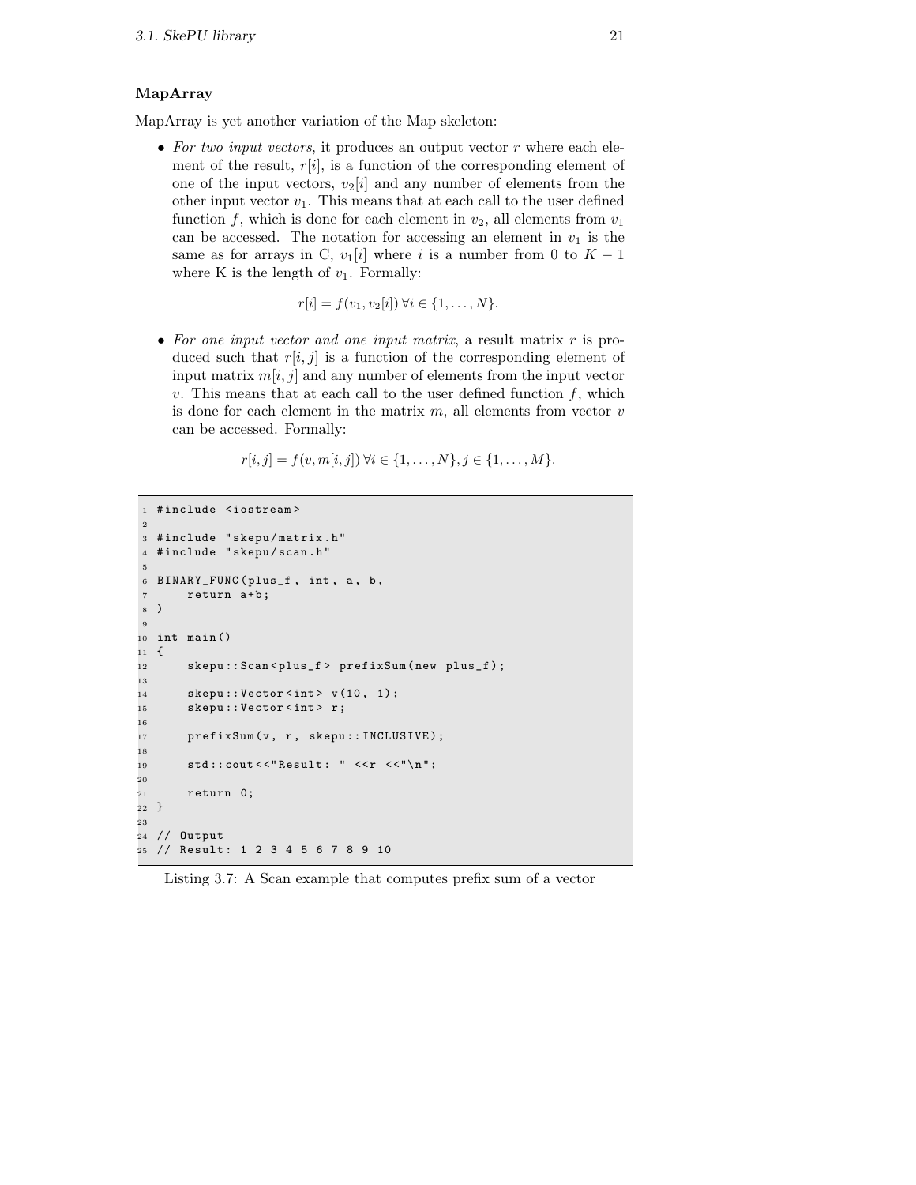### MapArray

MapArray is yet another variation of the Map skeleton:

- *For two input vectors*, it produces an output vector $r$ where each element of the result, $r[i]$, is a function of the corresponding element of one of the input vectors, $v_2[i]$ and any number of elements from the other input vector $v_1$. This means that at each call to the user defined function $f$, which is done for each element in $v_2$, all elements from $v_1$ can be accessed. The notation for accessing an element in $v_1$ is the same as for arrays in C, $v_1[i]$ where $i$ is a number from 0 to $K - 1$ where K is the length of $v_1$. Formally:

$$r[i] = f(v_1, v_2[i]) \,\forall i \in \{1, \ldots, N\}.$$

- *For one input vector and one input matrix*, a result matrix $r$ is produced such that $r[i, j]$ is a function of the corresponding element of input matrix $m[i, j]$ and any number of elements from the input vector $v$. This means that at each call to the user defined function $f$, which is done for each element in the matrix $m$, all elements from vector $v$ can be accessed. Formally:

$$r[i, j] = f(v, m[i, j]) \,\forall i \in \{1, \ldots, N\}, j \in \{1, \ldots, M\}.$$

```
1  #include <iostream>
2
3  #include "skepu/matrix.h"
4  #include "skepu/scan.h"
5
6  BINARY_FUNC(plus_f, int, a, b,
7      return a+b;
8  )
9
10 int main()
11 {
12     skepu::Scan<plus_f> prefixSum(new plus_f);
13
14     skepu::Vector<int> v(10, 1);
15     skepu::Vector<int> r;
16
17     prefixSum(v, r, skepu::INCLUSIVE);
18
19     std::cout<<"Result: " <<r <<"\n";
20
21     return 0;
22 }
23
24 // Output
25 // Result: 1 2 3 4 5 6 7 8 9 10
```

Listing 3.7: A Scan example that computes prefix sum of a vector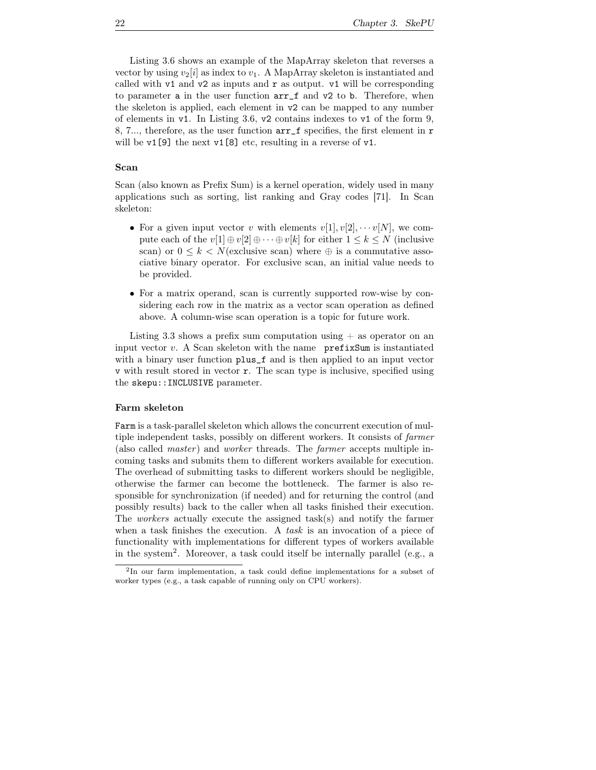Listing 3.6 shows an example of the MapArray skeleton that reverses a vector by using $v_2[i]$ as index to $v_1$. A MapArray skeleton is instantiated and called with `v1` and `v2` as inputs and `r` as output. `v1` will be corresponding to parameter `a` in the user function `arr_f` and `v2` to `b`. Therefore, when the skeleton is applied, each element in `v2` can be mapped to any number of elements in `v1`. In Listing 3.6, `v2` contains indexes to `v1` of the form 9, 8, 7..., therefore, as the user function `arr_f` specifies, the first element in `r` will be `v1[9]` the next `v1[8]` etc, resulting in a reverse of `v1`.

#### Scan

Scan (also known as Prefix Sum) is a kernel operation, widely used in many applications such as sorting, list ranking and Gray codes [71]. In Scan skeleton:

- For a given input vector $v$ with elements $v[1], v[2], \cdots v[N]$, we compute each of the $v[1] \oplus v[2] \oplus \cdots \oplus v[k]$ for either $1 \leq k \leq N$ (inclusive scan) or $0 \leq k < N$(exclusive scan) where $\oplus$ is a commutative associative binary operator. For exclusive scan, an initial value needs to be provided.
- For a matrix operand, scan is currently supported row-wise by considering each row in the matrix as a vector scan operation as defined above. A column-wise scan operation is a topic for future work.

Listing 3.3 shows a prefix sum computation using $+$ as operator on an input vector $v$. A Scan skeleton with the name `prefixSum` is instantiated with a binary user function `plus_f` and is then applied to an input vector `v` with result stored in vector `r`. The scan type is inclusive, specified using the `skepu::INCLUSIVE` parameter.

#### Farm skeleton

`Farm` is a task-parallel skeleton which allows the concurrent execution of multiple independent tasks, possibly on different workers. It consists of *farmer* (also called *master*) and *worker* threads. The *farmer* accepts multiple incoming tasks and submits them to different workers available for execution. The overhead of submitting tasks to different workers should be negligible, otherwise the farmer can become the bottleneck. The farmer is also responsible for synchronization (if needed) and for returning the control (and possibly results) back to the caller when all tasks finished their execution. The *workers* actually execute the assigned task(s) and notify the farmer when a task finishes the execution. A *task* is an invocation of a piece of functionality with implementations for different types of workers available in the system[2]. Moreover, a task could itself be internally parallel (e.g., a

[2] In our farm implementation, a task could define implementations for a subset of worker types (e.g., a task capable of running only on CPU workers).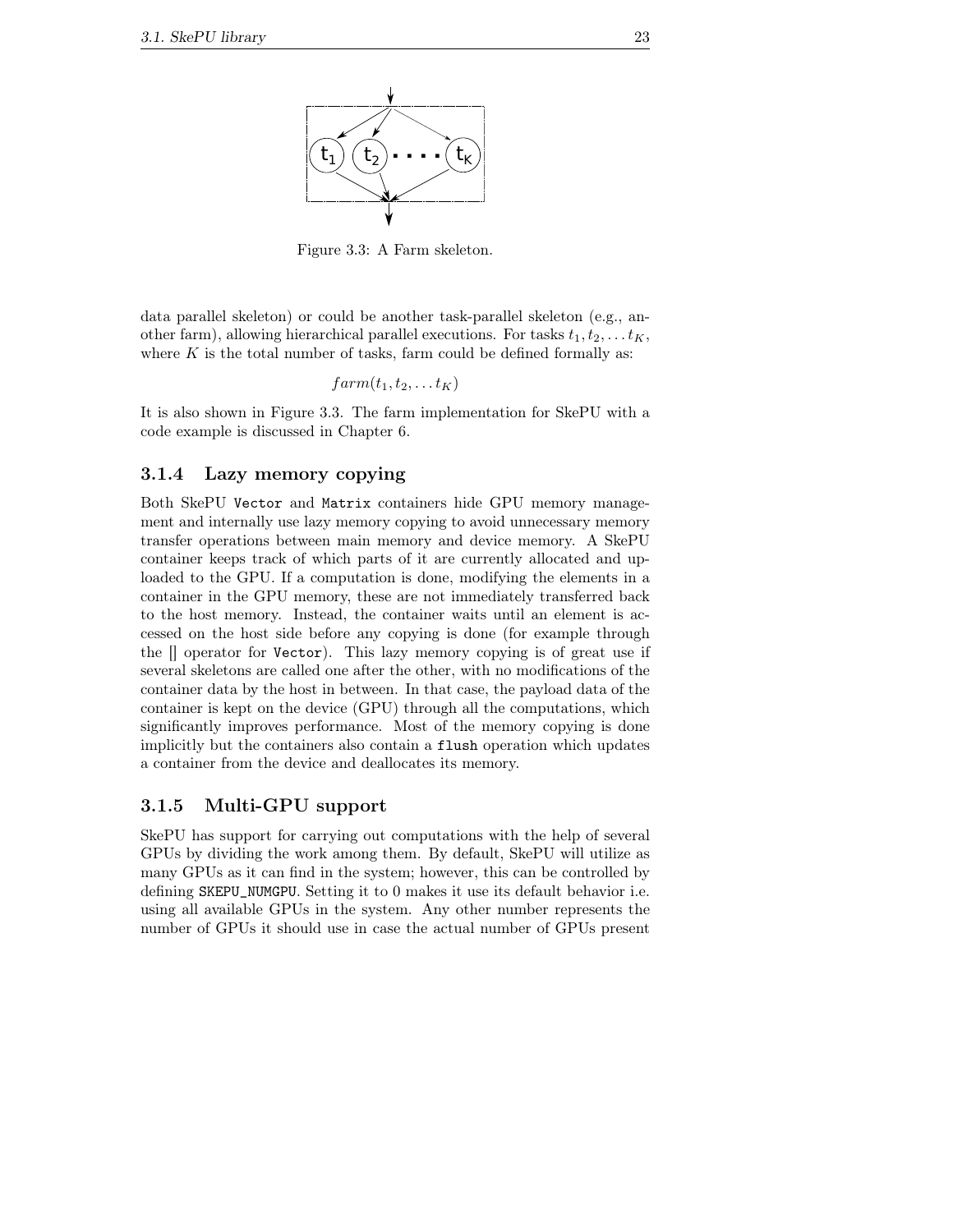Figure 3.3: A Farm skeleton.

data parallel skeleton) or could be another task-parallel skeleton (e.g., another farm), allowing hierarchical parallel executions. For tasks $t_1, t_2, \ldots t_K$, where $K$ is the total number of tasks, farm could be defined formally as:

$$farm(t_1, t_2, \ldots t_K)$$

It is also shown in Figure 3.3. The farm implementation for SkePU with a code example is discussed in Chapter 6.

### 3.1.4 Lazy memory copying

Both SkePU `Vector` and `Matrix` containers hide GPU memory management and internally use lazy memory copying to avoid unnecessary memory transfer operations between main memory and device memory. A SkePU container keeps track of which parts of it are currently allocated and uploaded to the GPU. If a computation is done, modifying the elements in a container in the GPU memory, these are not immediately transferred back to the host memory. Instead, the container waits until an element is accessed on the host side before any copying is done (for example through the [] operator for `Vector`). This lazy memory copying is of great use if several skeletons are called one after the other, with no modifications of the container data by the host in between. In that case, the payload data of the container is kept on the device (GPU) through all the computations, which significantly improves performance. Most of the memory copying is done implicitly but the containers also contain a `flush` operation which updates a container from the device and deallocates its memory.

### 3.1.5 Multi-GPU support

SkePU has support for carrying out computations with the help of several GPUs by dividing the work among them. By default, SkePU will utilize as many GPUs as it can find in the system; however, this can be controlled by defining `SKEPU_NUMGPU`. Setting it to 0 makes it use its default behavior i.e. using all available GPUs in the system. Any other number represents the number of GPUs it should use in case the actual number of GPUs present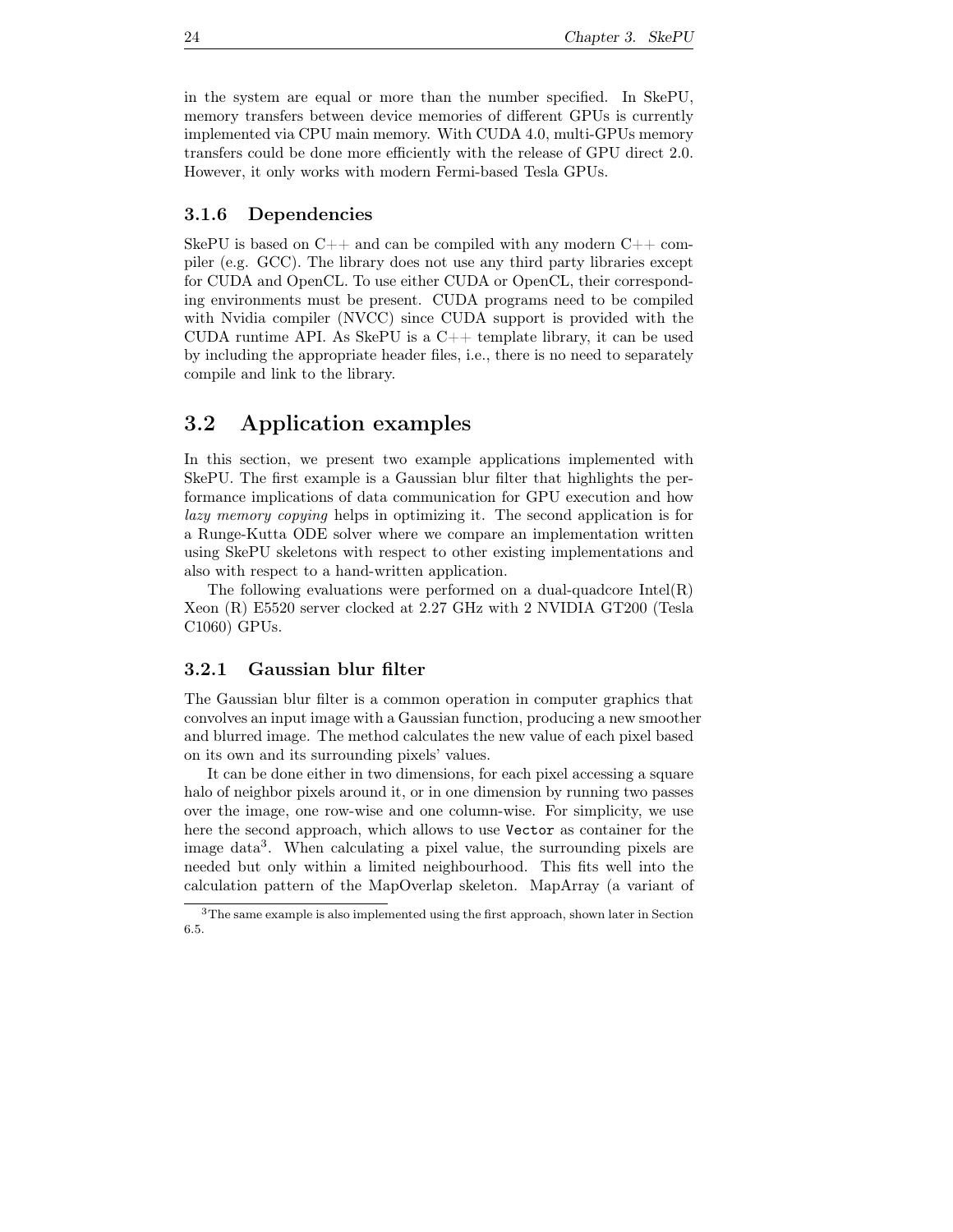in the system are equal or more than the number specified. In SkePU, memory transfers between device memories of different GPUs is currently implemented via CPU main memory. With CUDA 4.0, multi-GPUs memory transfers could be done more efficiently with the release of GPU direct 2.0. However, it only works with modern Fermi-based Tesla GPUs.

### 3.1.6 Dependencies

SkePU is based on C++ and can be compiled with any modern C++ compiler (e.g. GCC). The library does not use any third party libraries except for CUDA and OpenCL. To use either CUDA or OpenCL, their corresponding environments must be present. CUDA programs need to be compiled with Nvidia compiler (NVCC) since CUDA support is provided with the CUDA runtime API. As SkePU is a C++ template library, it can be used by including the appropriate header files, i.e., there is no need to separately compile and link to the library.

## 3.2 Application examples

In this section, we present two example applications implemented with SkePU. The first example is a Gaussian blur filter that highlights the performance implications of data communication for GPU execution and how *lazy memory copying* helps in optimizing it. The second application is for a Runge-Kutta ODE solver where we compare an implementation written using SkePU skeletons with respect to other existing implementations and also with respect to a hand-written application.

The following evaluations were performed on a dual-quadcore Intel(R) Xeon (R) E5520 server clocked at 2.27 GHz with 2 NVIDIA GT200 (Tesla C1060) GPUs.

### 3.2.1 Gaussian blur filter

The Gaussian blur filter is a common operation in computer graphics that convolves an input image with a Gaussian function, producing a new smoother and blurred image. The method calculates the new value of each pixel based on its own and its surrounding pixels' values.

It can be done either in two dimensions, for each pixel accessing a square halo of neighbor pixels around it, or in one dimension by running two passes over the image, one row-wise and one column-wise. For simplicity, we use here the second approach, which allows to use `Vector` as container for the image data[3]. When calculating a pixel value, the surrounding pixels are needed but only within a limited neighbourhood. This fits well into the calculation pattern of the MapOverlap skeleton. MapArray (a variant of

[3] The same example is also implemented using the first approach, shown later in Section 6.5.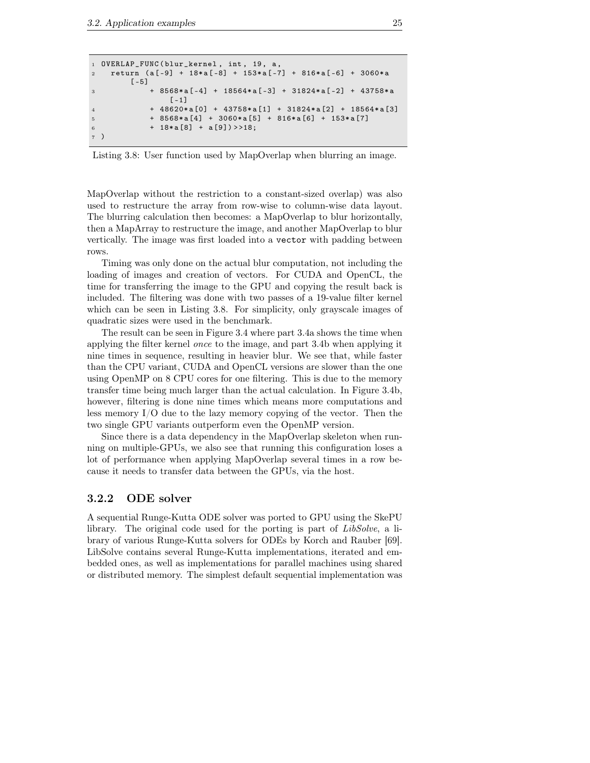```
OVERLAP_FUNC(blur_kernel, int, 19, a,
  return (a[-9] + 18*a[-8] + 153*a[-7] + 816*a[-6] + 3060*a[-5]
          + 8568*a[-4] + 18564*a[-3] + 31824*a[-2] + 43758*a[-1]
          + 48620*a[0] + 43758*a[1] + 31824*a[2] + 18564*a[3]
          + 8568*a[4] + 3060*a[5] + 816*a[6] + 153*a[7]
          + 18*a[8] + a[9])>>18;
)
```

Listing 3.8: User function used by MapOverlap when blurring an image.

MapOverlap without the restriction to a constant-sized overlap) was also used to restructure the array from row-wise to column-wise data layout. The blurring calculation then becomes: a MapOverlap to blur horizontally, then a MapArray to restructure the image, and another MapOverlap to blur vertically. The image was first loaded into a `vector` with padding between rows.

Timing was only done on the actual blur computation, not including the loading of images and creation of vectors. For CUDA and OpenCL, the time for transferring the image to the GPU and copying the result back is included. The filtering was done with two passes of a 19-value filter kernel which can be seen in Listing 3.8. For simplicity, only grayscale images of quadratic sizes were used in the benchmark.

The result can be seen in Figure 3.4 where part 3.4a shows the time when applying the filter kernel *once* to the image, and part 3.4b when applying it nine times in sequence, resulting in heavier blur. We see that, while faster than the CPU variant, CUDA and OpenCL versions are slower than the one using OpenMP on 8 CPU cores for one filtering. This is due to the memory transfer time being much larger than the actual calculation. In Figure 3.4b, however, filtering is done nine times which means more computations and less memory I/O due to the lazy memory copying of the vector. Then the two single GPU variants outperform even the OpenMP version.

Since there is a data dependency in the MapOverlap skeleton when running on multiple-GPUs, we also see that running this configuration loses a lot of performance when applying MapOverlap several times in a row because it needs to transfer data between the GPUs, via the host.

### 3.2.2 ODE solver

A sequential Runge-Kutta ODE solver was ported to GPU using the SkePU library. The original code used for the porting is part of *LibSolve*, a library of various Runge-Kutta solvers for ODEs by Korch and Rauber [69]. LibSolve contains several Runge-Kutta implementations, iterated and embedded ones, as well as implementations for parallel machines using shared or distributed memory. The simplest default sequential implementation was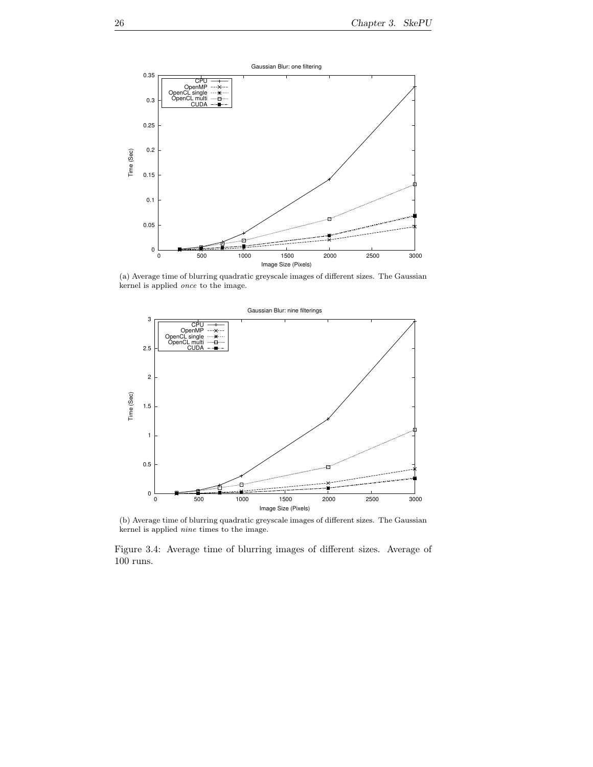Gaussian Blur: one filtering

(a) Average time of blurring quadratic greyscale images of different sizes. The Gaussian kernel is applied *once* to the image.

Gaussian Blur: nine filterings

(b) Average time of blurring quadratic greyscale images of different sizes. The Gaussian kernel is applied *nine* times to the image.

Figure 3.4: Average time of blurring images of different sizes. Average of 100 runs.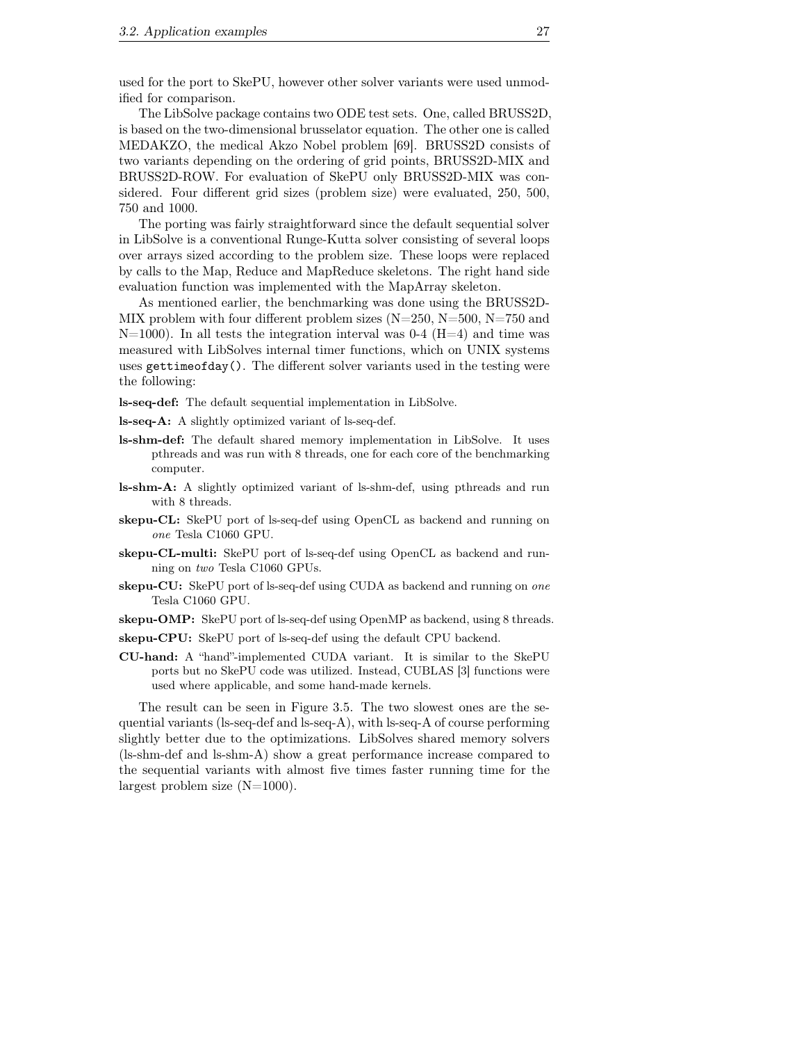used for the port to SkePU, however other solver variants were used unmodified for comparison.

The LibSolve package contains two ODE test sets. One, called BRUSS2D, is based on the two-dimensional brusselator equation. The other one is called MEDAKZO, the medical Akzo Nobel problem [69]. BRUSS2D consists of two variants depending on the ordering of grid points, BRUSS2D-MIX and BRUSS2D-ROW. For evaluation of SkePU only BRUSS2D-MIX was considered. Four different grid sizes (problem size) were evaluated, 250, 500, 750 and 1000.

The porting was fairly straightforward since the default sequential solver in LibSolve is a conventional Runge-Kutta solver consisting of several loops over arrays sized according to the problem size. These loops were replaced by calls to the Map, Reduce and MapReduce skeletons. The right hand side evaluation function was implemented with the MapArray skeleton.

As mentioned earlier, the benchmarking was done using the BRUSS2D-MIX problem with four different problem sizes (N=250, N=500, N=750 and N=1000). In all tests the integration interval was 0-4 (H=4) and time was measured with LibSolves internal timer functions, which on UNIX systems uses `gettimeofday()`. The different solver variants used in the testing were the following:

- **ls-seq-def:** The default sequential implementation in LibSolve.
- **ls-seq-A:** A slightly optimized variant of ls-seq-def.
- **ls-shm-def:** The default shared memory implementation in LibSolve. It uses pthreads and was run with 8 threads, one for each core of the benchmarking computer.
- **ls-shm-A:** A slightly optimized variant of ls-shm-def, using pthreads and run with 8 threads.
- **skepu-CL:** SkePU port of ls-seq-def using OpenCL as backend and running on *one* Tesla C1060 GPU.
- **skepu-CL-multi:** SkePU port of ls-seq-def using OpenCL as backend and running on *two* Tesla C1060 GPUs.
- **skepu-CU:** SkePU port of ls-seq-def using CUDA as backend and running on *one* Tesla C1060 GPU.
- **skepu-OMP:** SkePU port of ls-seq-def using OpenMP as backend, using 8 threads.
- **skepu-CPU:** SkePU port of ls-seq-def using the default CPU backend.
- **CU-hand:** A "hand"-implemented CUDA variant. It is similar to the SkePU ports but no SkePU code was utilized. Instead, CUBLAS [3] functions were used where applicable, and some hand-made kernels.

The result can be seen in Figure 3.5. The two slowest ones are the sequential variants (ls-seq-def and ls-seq-A), with ls-seq-A of course performing slightly better due to the optimizations. LibSolves shared memory solvers (ls-shm-def and ls-shm-A) show a great performance increase compared to the sequential variants with almost five times faster running time for the largest problem size (N=1000).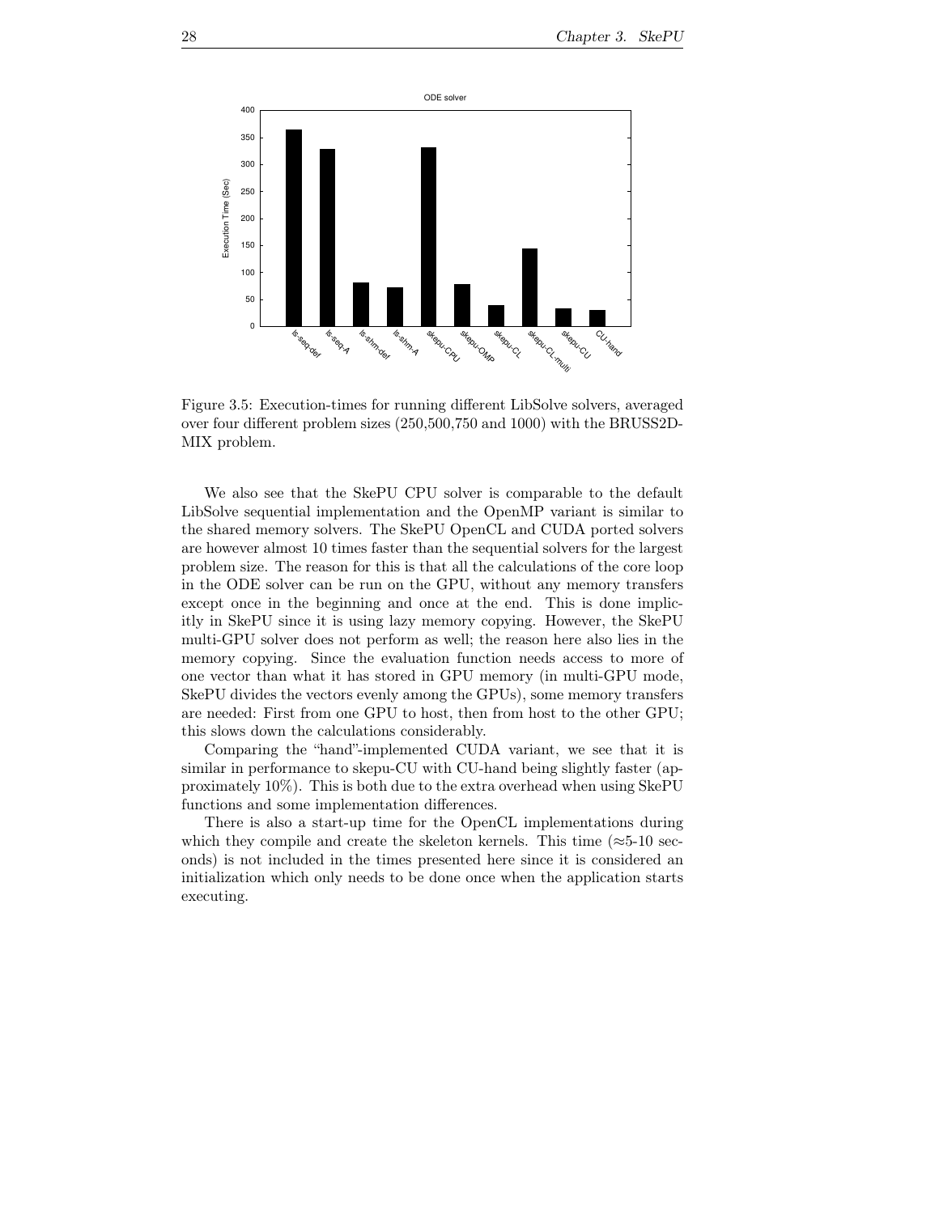ODE solver

Execution Time (Sec)

400
350
300
250
200
150
100
50
0

ls-seq-def
ls-seq-A
ls-shm-def
ls-shm-A
skepu-CPU
skepu-OMP
skepu-CL
skepu-CL-multi
skepu-CU
CU-hand

Figure 3.5: Execution-times for running different LibSolve solvers, averaged over four different problem sizes (250,500,750 and 1000) with the BRUSS2D-MIX problem.

We also see that the SkePU CPU solver is comparable to the default LibSolve sequential implementation and the OpenMP variant is similar to the shared memory solvers. The SkePU OpenCL and CUDA ported solvers are however almost 10 times faster than the sequential solvers for the largest problem size. The reason for this is that all the calculations of the core loop in the ODE solver can be run on the GPU, without any memory transfers except once in the beginning and once at the end. This is done implicitly in SkePU since it is using lazy memory copying. However, the SkePU multi-GPU solver does not perform as well; the reason here also lies in the memory copying. Since the evaluation function needs access to more of one vector than what it has stored in GPU memory (in multi-GPU mode, SkePU divides the vectors evenly among the GPUs), some memory transfers are needed: First from one GPU to host, then from host to the other GPU; this slows down the calculations considerably.

Comparing the "hand"-implemented CUDA variant, we see that it is similar in performance to skepu-CU with CU-hand being slightly faster (approximately 10%). This is both due to the extra overhead when using SkePU functions and some implementation differences.

There is also a start-up time for the OpenCL implementations during which they compile and create the skeleton kernels. This time ($\approx$5-10 seconds) is not included in the times presented here since it is considered an initialization which only needs to be done once when the application starts executing.